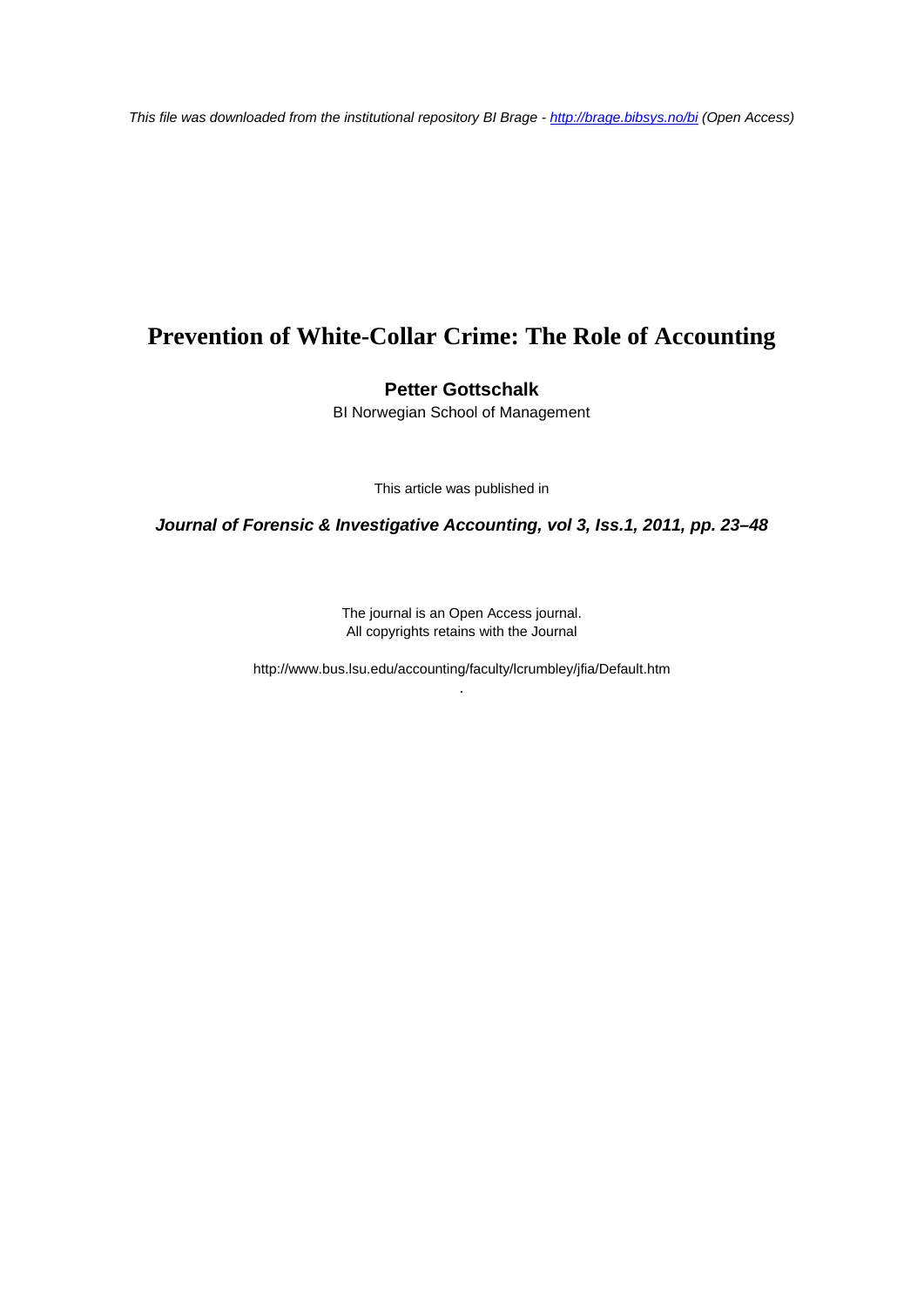*This file was downloaded from the institutional repository BI Brage - http://brage.bibsys.no/bi (Open Access)*

# Prevention of White-Collar Crime: The Role of Accounting

**Petter Gottschalk**

BI Norwegian School of Management

This article was published in

***Journal of Forensic & Investigative Accounting, vol 3, Iss.1, 2011, pp. 23–48***

The journal is an Open Access journal.
All copyrights retains with the Journal

http://www.bus.lsu.edu/accounting/faculty/lcrumbley/jfia/Default.htm

.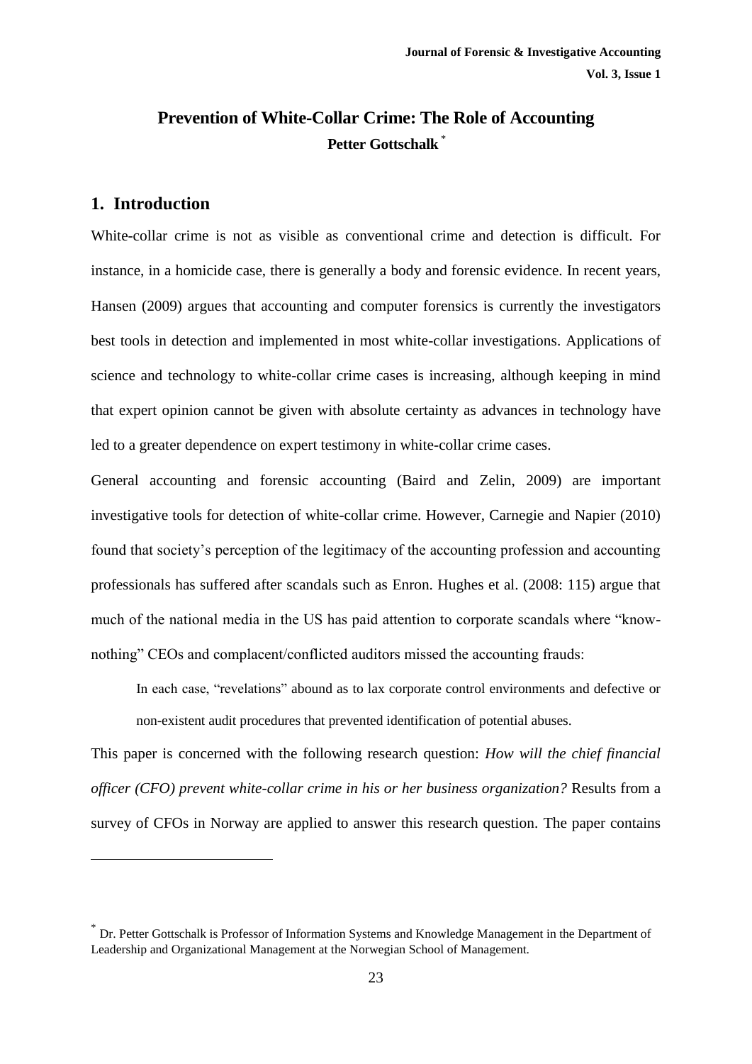# Prevention of White-Collar Crime: The Role of Accounting

**Petter Gottschalk** [*]

## 1. Introduction

White-collar crime is not as visible as conventional crime and detection is difficult. For instance, in a homicide case, there is generally a body and forensic evidence. In recent years, Hansen (2009) argues that accounting and computer forensics is currently the investigators best tools in detection and implemented in most white-collar investigations. Applications of science and technology to white-collar crime cases is increasing, although keeping in mind that expert opinion cannot be given with absolute certainty as advances in technology have led to a greater dependence on expert testimony in white-collar crime cases.

General accounting and forensic accounting (Baird and Zelin, 2009) are important investigative tools for detection of white-collar crime. However, Carnegie and Napier (2010) found that society's perception of the legitimacy of the accounting profession and accounting professionals has suffered after scandals such as Enron. Hughes et al. (2008: 115) argue that much of the national media in the US has paid attention to corporate scandals where "know-nothing" CEOs and complacent/conflicted auditors missed the accounting frauds:

> In each case, "revelations" abound as to lax corporate control environments and defective or non-existent audit procedures that prevented identification of potential abuses.

This paper is concerned with the following research question: *How will the chief financial officer (CFO) prevent white-collar crime in his or her business organization?* Results from a survey of CFOs in Norway are applied to answer this research question. The paper contains

---

[*] Dr. Petter Gottschalk is Professor of Information Systems and Knowledge Management in the Department of Leadership and Organizational Management at the Norwegian School of Management.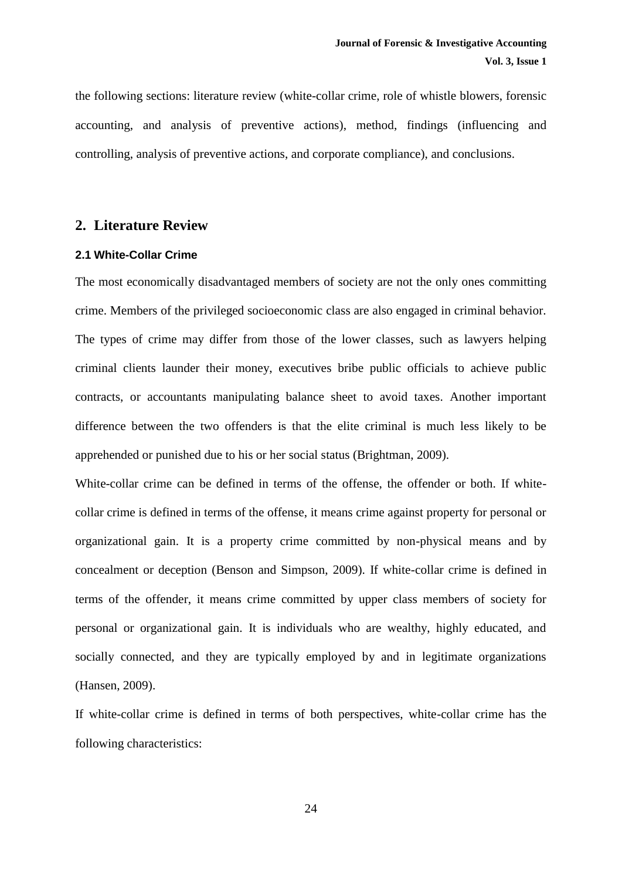the following sections: literature review (white-collar crime, role of whistle blowers, forensic accounting, and analysis of preventive actions), method, findings (influencing and controlling, analysis of preventive actions, and corporate compliance), and conclusions.

## 2. Literature Review

### 2.1 White-Collar Crime

The most economically disadvantaged members of society are not the only ones committing crime. Members of the privileged socioeconomic class are also engaged in criminal behavior. The types of crime may differ from those of the lower classes, such as lawyers helping criminal clients launder their money, executives bribe public officials to achieve public contracts, or accountants manipulating balance sheet to avoid taxes. Another important difference between the two offenders is that the elite criminal is much less likely to be apprehended or punished due to his or her social status (Brightman, 2009).

White-collar crime can be defined in terms of the offense, the offender or both. If white-collar crime is defined in terms of the offense, it means crime against property for personal or organizational gain. It is a property crime committed by non-physical means and by concealment or deception (Benson and Simpson, 2009). If white-collar crime is defined in terms of the offender, it means crime committed by upper class members of society for personal or organizational gain. It is individuals who are wealthy, highly educated, and socially connected, and they are typically employed by and in legitimate organizations (Hansen, 2009).

If white-collar crime is defined in terms of both perspectives, white-collar crime has the following characteristics: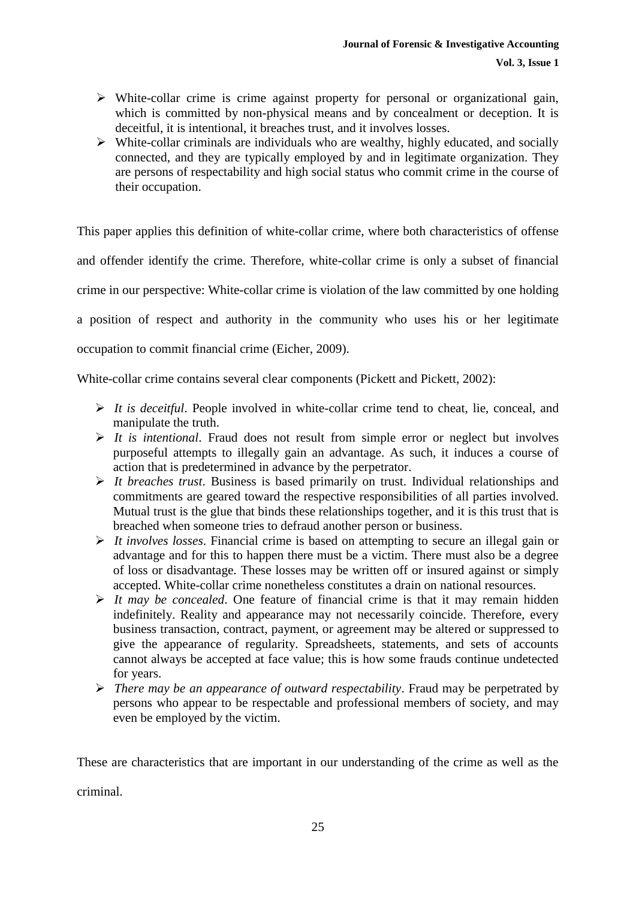- White-collar crime is crime against property for personal or organizational gain, which is committed by non-physical means and by concealment or deception. It is deceitful, it is intentional, it breaches trust, and it involves losses.
- White-collar criminals are individuals who are wealthy, highly educated, and socially connected, and they are typically employed by and in legitimate organization. They are persons of respectability and high social status who commit crime in the course of their occupation.

This paper applies this definition of white-collar crime, where both characteristics of offense and offender identify the crime. Therefore, white-collar crime is only a subset of financial crime in our perspective: White-collar crime is violation of the law committed by one holding a position of respect and authority in the community who uses his or her legitimate occupation to commit financial crime (Eicher, 2009).

White-collar crime contains several clear components (Pickett and Pickett, 2002):

- *It is deceitful*. People involved in white-collar crime tend to cheat, lie, conceal, and manipulate the truth.
- *It is intentional*. Fraud does not result from simple error or neglect but involves purposeful attempts to illegally gain an advantage. As such, it induces a course of action that is predetermined in advance by the perpetrator.
- *It breaches trust*. Business is based primarily on trust. Individual relationships and commitments are geared toward the respective responsibilities of all parties involved. Mutual trust is the glue that binds these relationships together, and it is this trust that is breached when someone tries to defraud another person or business.
- *It involves losses*. Financial crime is based on attempting to secure an illegal gain or advantage and for this to happen there must be a victim. There must also be a degree of loss or disadvantage. These losses may be written off or insured against or simply accepted. White-collar crime nonetheless constitutes a drain on national resources.
- *It may be concealed*. One feature of financial crime is that it may remain hidden indefinitely. Reality and appearance may not necessarily coincide. Therefore, every business transaction, contract, payment, or agreement may be altered or suppressed to give the appearance of regularity. Spreadsheets, statements, and sets of accounts cannot always be accepted at face value; this is how some frauds continue undetected for years.
- *There may be an appearance of outward respectability*. Fraud may be perpetrated by persons who appear to be respectable and professional members of society, and may even be employed by the victim.

These are characteristics that are important in our understanding of the crime as well as the criminal.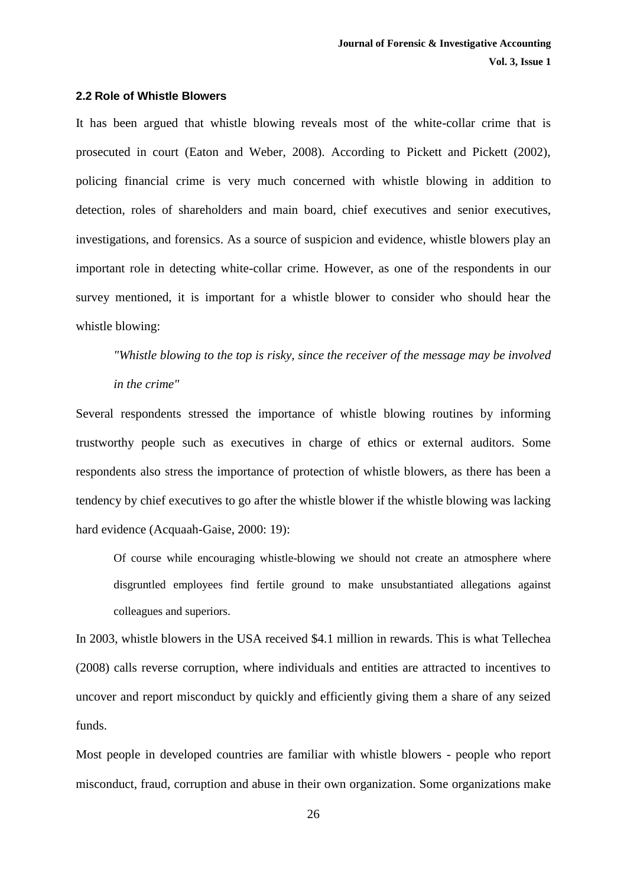### 2.2 Role of Whistle Blowers

It has been argued that whistle blowing reveals most of the white-collar crime that is prosecuted in court (Eaton and Weber, 2008). According to Pickett and Pickett (2002), policing financial crime is very much concerned with whistle blowing in addition to detection, roles of shareholders and main board, chief executives and senior executives, investigations, and forensics. As a source of suspicion and evidence, whistle blowers play an important role in detecting white-collar crime. However, as one of the respondents in our survey mentioned, it is important for a whistle blower to consider who should hear the whistle blowing:

> *"Whistle blowing to the top is risky, since the receiver of the message may be involved in the crime"*

Several respondents stressed the importance of whistle blowing routines by informing trustworthy people such as executives in charge of ethics or external auditors. Some respondents also stress the importance of protection of whistle blowers, as there has been a tendency by chief executives to go after the whistle blower if the whistle blowing was lacking hard evidence (Acquaah-Gaise, 2000: 19):

> Of course while encouraging whistle-blowing we should not create an atmosphere where disgruntled employees find fertile ground to make unsubstantiated allegations against colleagues and superiors.

In 2003, whistle blowers in the USA received $4.1 million in rewards. This is what Tellechea (2008) calls reverse corruption, where individuals and entities are attracted to incentives to uncover and report misconduct by quickly and efficiently giving them a share of any seized funds.

Most people in developed countries are familiar with whistle blowers - people who report misconduct, fraud, corruption and abuse in their own organization. Some organizations make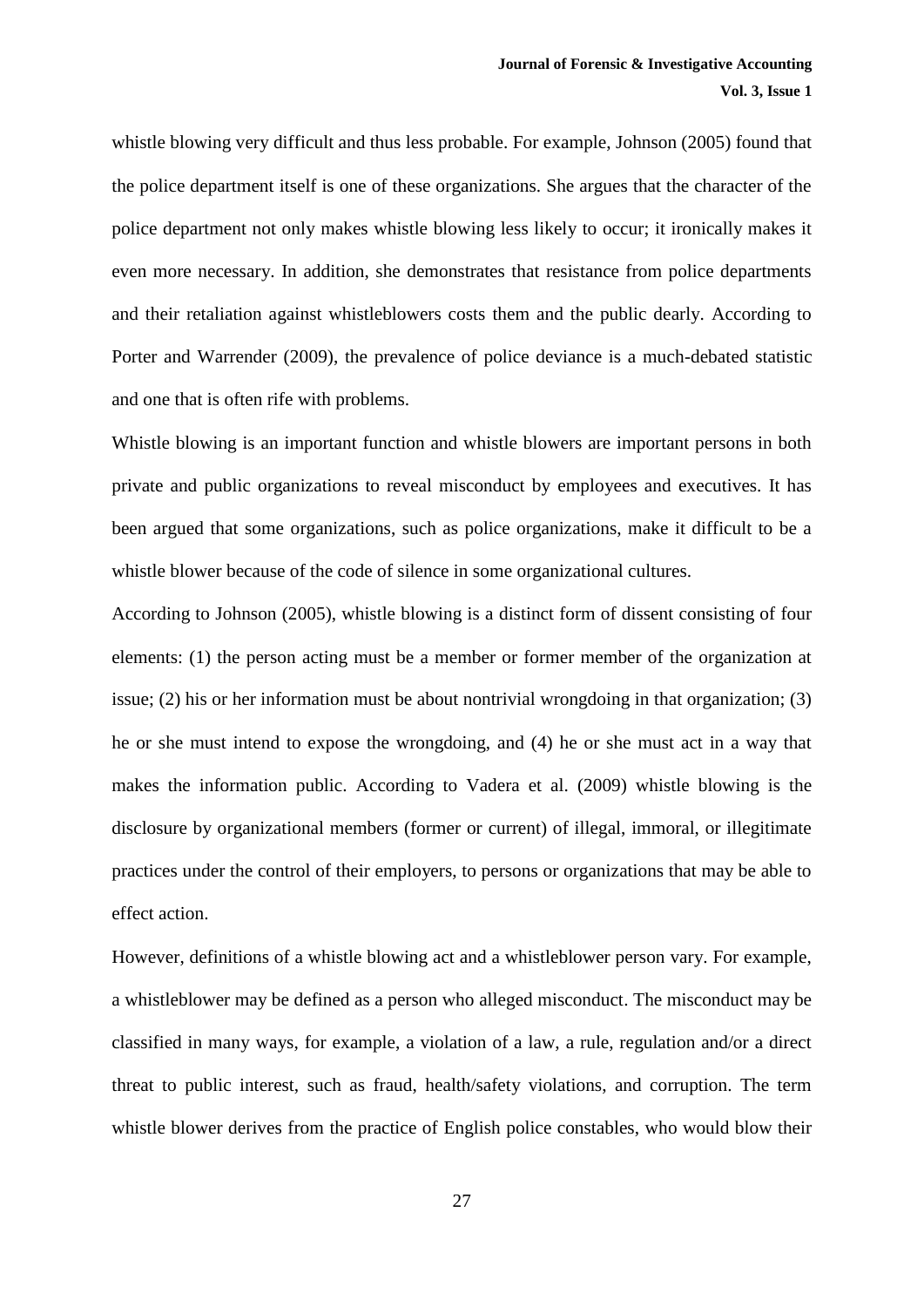whistle blowing very difficult and thus less probable. For example, Johnson (2005) found that the police department itself is one of these organizations. She argues that the character of the police department not only makes whistle blowing less likely to occur; it ironically makes it even more necessary. In addition, she demonstrates that resistance from police departments and their retaliation against whistleblowers costs them and the public dearly. According to Porter and Warrender (2009), the prevalence of police deviance is a much-debated statistic and one that is often rife with problems.

Whistle blowing is an important function and whistle blowers are important persons in both private and public organizations to reveal misconduct by employees and executives. It has been argued that some organizations, such as police organizations, make it difficult to be a whistle blower because of the code of silence in some organizational cultures.

According to Johnson (2005), whistle blowing is a distinct form of dissent consisting of four elements: (1) the person acting must be a member or former member of the organization at issue; (2) his or her information must be about nontrivial wrongdoing in that organization; (3) he or she must intend to expose the wrongdoing, and (4) he or she must act in a way that makes the information public. According to Vadera et al. (2009) whistle blowing is the disclosure by organizational members (former or current) of illegal, immoral, or illegitimate practices under the control of their employers, to persons or organizations that may be able to effect action.

However, definitions of a whistle blowing act and a whistleblower person vary. For example, a whistleblower may be defined as a person who alleged misconduct. The misconduct may be classified in many ways, for example, a violation of a law, a rule, regulation and/or a direct threat to public interest, such as fraud, health/safety violations, and corruption. The term whistle blower derives from the practice of English police constables, who would blow their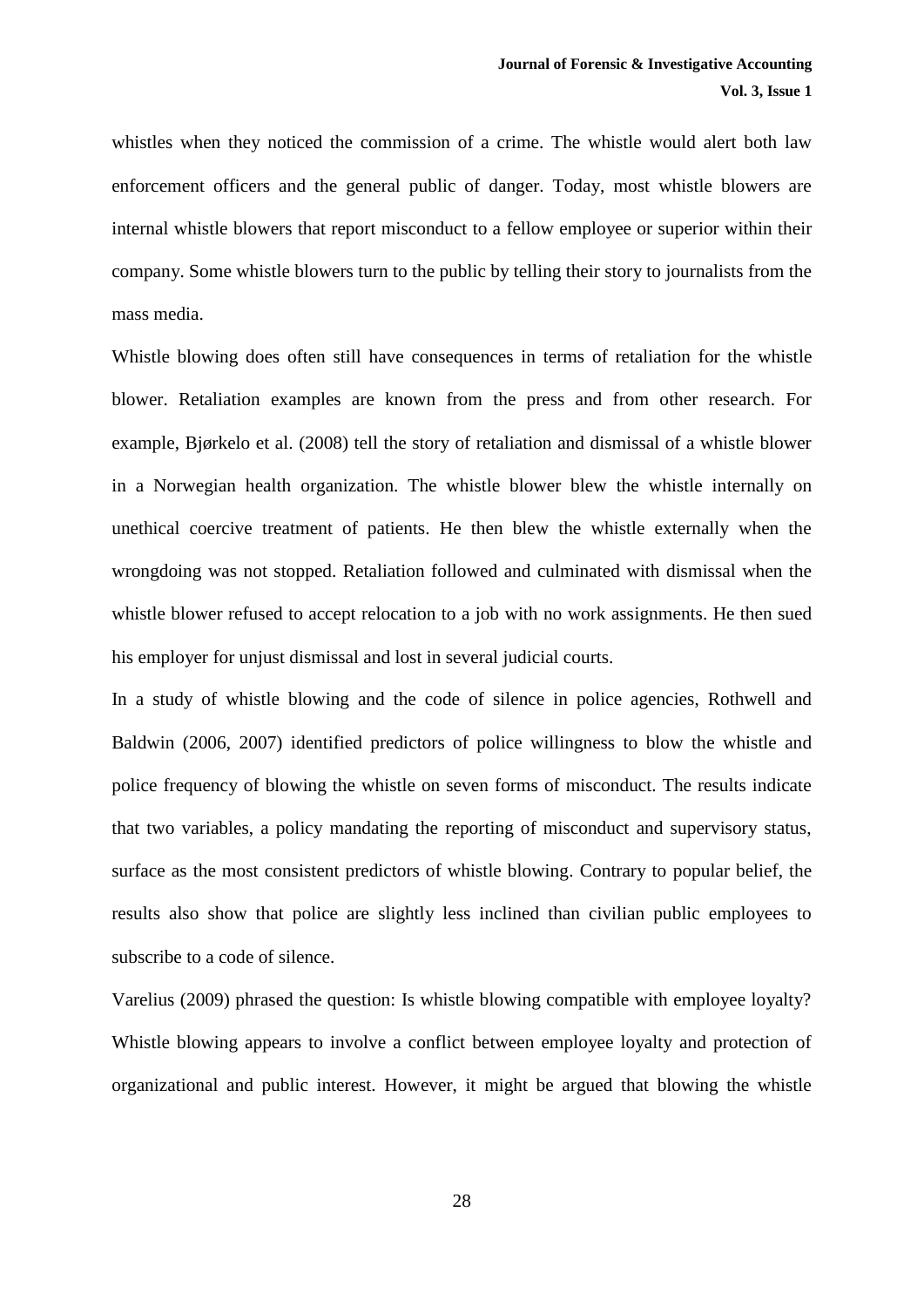whistles when they noticed the commission of a crime. The whistle would alert both law enforcement officers and the general public of danger. Today, most whistle blowers are internal whistle blowers that report misconduct to a fellow employee or superior within their company. Some whistle blowers turn to the public by telling their story to journalists from the mass media.

Whistle blowing does often still have consequences in terms of retaliation for the whistle blower. Retaliation examples are known from the press and from other research. For example, Bjørkelo et al. (2008) tell the story of retaliation and dismissal of a whistle blower in a Norwegian health organization. The whistle blower blew the whistle internally on unethical coercive treatment of patients. He then blew the whistle externally when the wrongdoing was not stopped. Retaliation followed and culminated with dismissal when the whistle blower refused to accept relocation to a job with no work assignments. He then sued his employer for unjust dismissal and lost in several judicial courts.

In a study of whistle blowing and the code of silence in police agencies, Rothwell and Baldwin (2006, 2007) identified predictors of police willingness to blow the whistle and police frequency of blowing the whistle on seven forms of misconduct. The results indicate that two variables, a policy mandating the reporting of misconduct and supervisory status, surface as the most consistent predictors of whistle blowing. Contrary to popular belief, the results also show that police are slightly less inclined than civilian public employees to subscribe to a code of silence.

Varelius (2009) phrased the question: Is whistle blowing compatible with employee loyalty? Whistle blowing appears to involve a conflict between employee loyalty and protection of organizational and public interest. However, it might be argued that blowing the whistle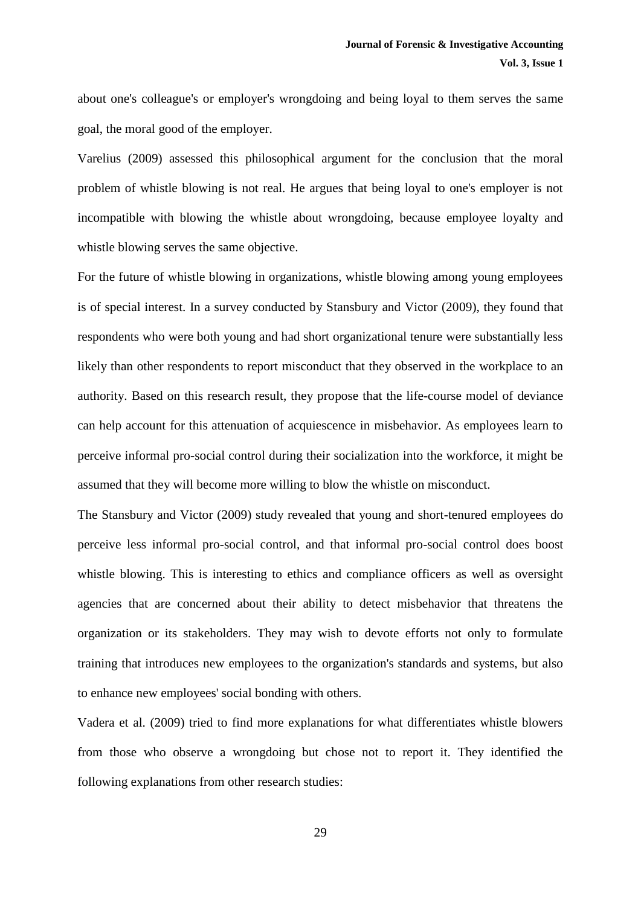about one's colleague's or employer's wrongdoing and being loyal to them serves the same goal, the moral good of the employer.

Varelius (2009) assessed this philosophical argument for the conclusion that the moral problem of whistle blowing is not real. He argues that being loyal to one's employer is not incompatible with blowing the whistle about wrongdoing, because employee loyalty and whistle blowing serves the same objective.

For the future of whistle blowing in organizations, whistle blowing among young employees is of special interest. In a survey conducted by Stansbury and Victor (2009), they found that respondents who were both young and had short organizational tenure were substantially less likely than other respondents to report misconduct that they observed in the workplace to an authority. Based on this research result, they propose that the life-course model of deviance can help account for this attenuation of acquiescence in misbehavior. As employees learn to perceive informal pro-social control during their socialization into the workforce, it might be assumed that they will become more willing to blow the whistle on misconduct.

The Stansbury and Victor (2009) study revealed that young and short-tenured employees do perceive less informal pro-social control, and that informal pro-social control does boost whistle blowing. This is interesting to ethics and compliance officers as well as oversight agencies that are concerned about their ability to detect misbehavior that threatens the organization or its stakeholders. They may wish to devote efforts not only to formulate training that introduces new employees to the organization's standards and systems, but also to enhance new employees' social bonding with others.

Vadera et al. (2009) tried to find more explanations for what differentiates whistle blowers from those who observe a wrongdoing but chose not to report it. They identified the following explanations from other research studies: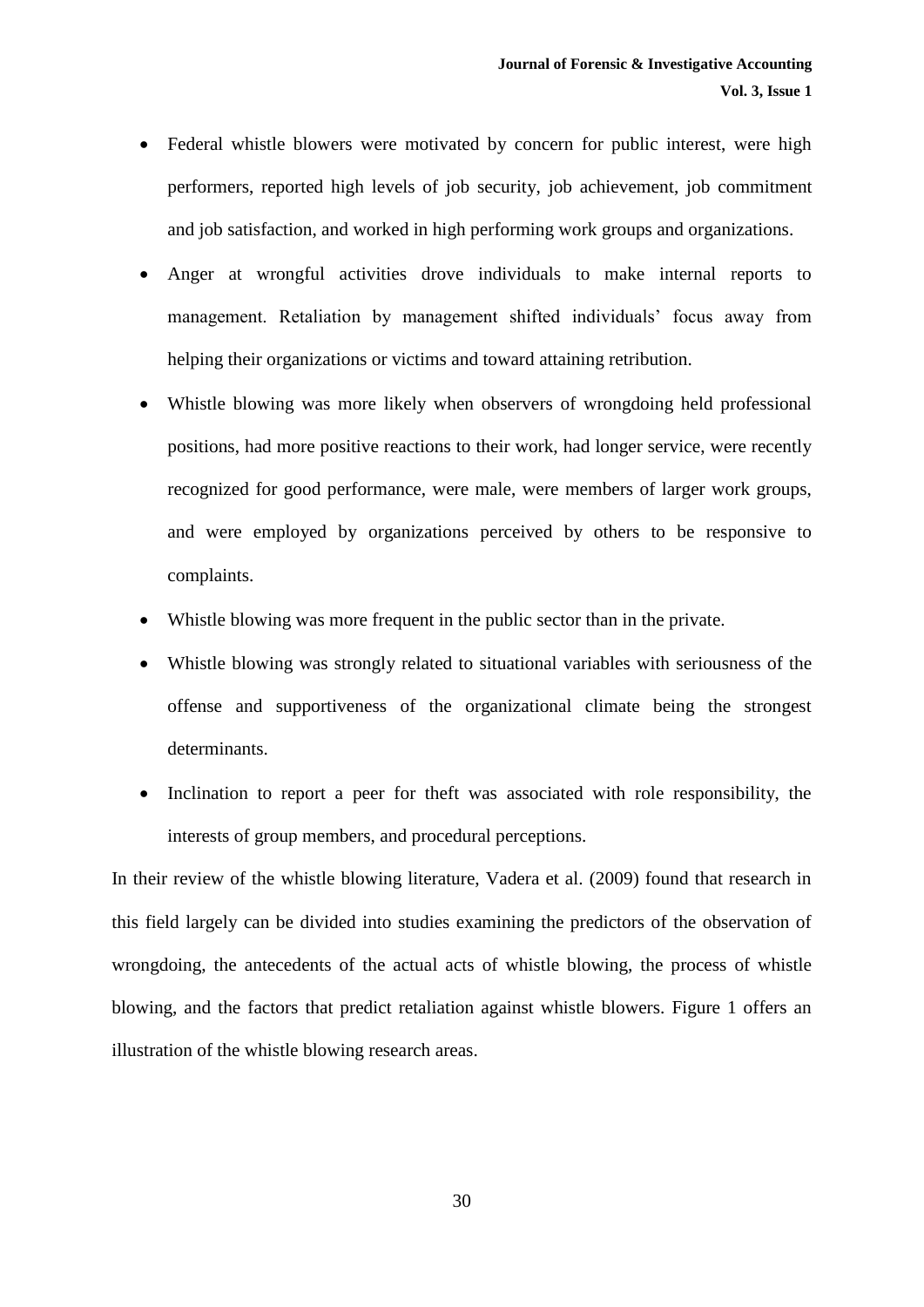- Federal whistle blowers were motivated by concern for public interest, were high performers, reported high levels of job security, job achievement, job commitment and job satisfaction, and worked in high performing work groups and organizations.
- Anger at wrongful activities drove individuals to make internal reports to management. Retaliation by management shifted individuals' focus away from helping their organizations or victims and toward attaining retribution.
- Whistle blowing was more likely when observers of wrongdoing held professional positions, had more positive reactions to their work, had longer service, were recently recognized for good performance, were male, were members of larger work groups, and were employed by organizations perceived by others to be responsive to complaints.
- Whistle blowing was more frequent in the public sector than in the private.
- Whistle blowing was strongly related to situational variables with seriousness of the offense and supportiveness of the organizational climate being the strongest determinants.
- Inclination to report a peer for theft was associated with role responsibility, the interests of group members, and procedural perceptions.

In their review of the whistle blowing literature, Vadera et al. (2009) found that research in this field largely can be divided into studies examining the predictors of the observation of wrongdoing, the antecedents of the actual acts of whistle blowing, the process of whistle blowing, and the factors that predict retaliation against whistle blowers. Figure 1 offers an illustration of the whistle blowing research areas.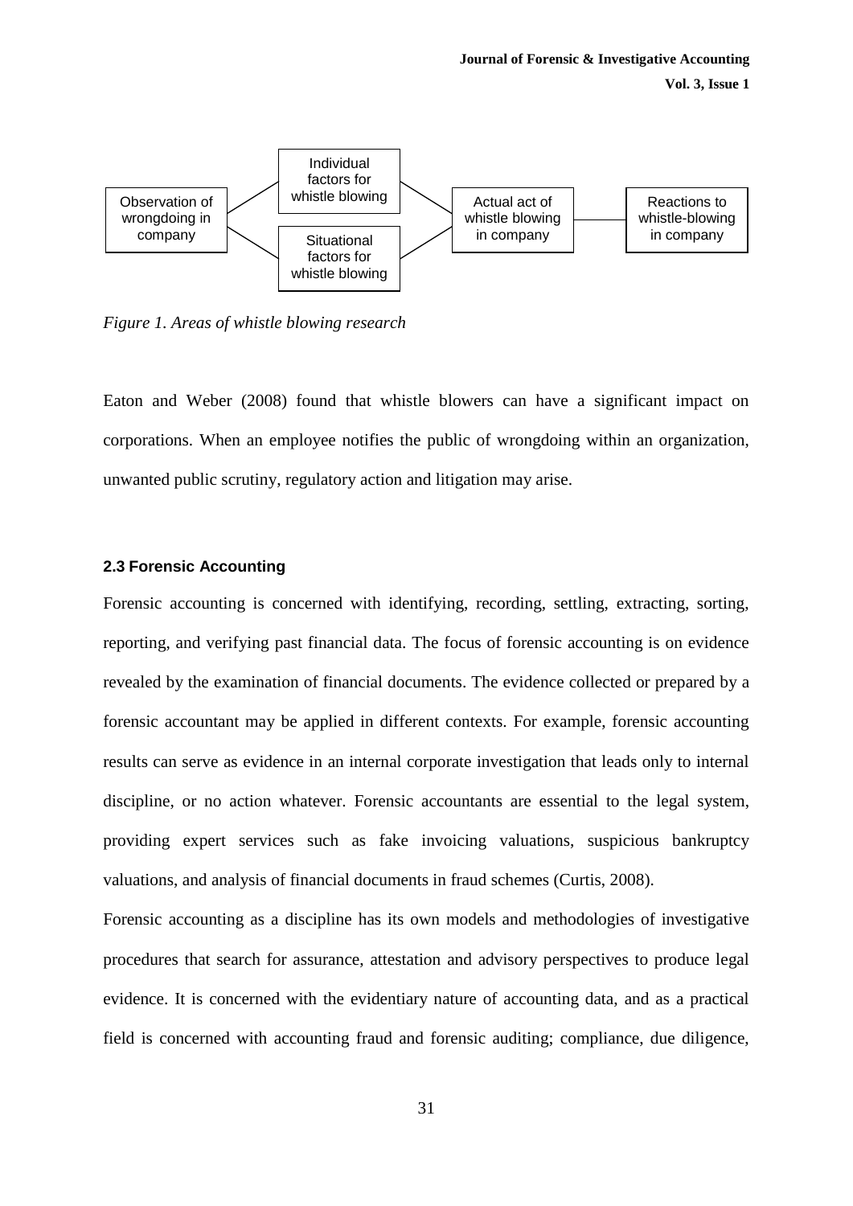Figure 1. Areas of whistle blowing research

*Figure 1. Areas of whistle blowing research*

Eaton and Weber (2008) found that whistle blowers can have a significant impact on corporations. When an employee notifies the public of wrongdoing within an organization, unwanted public scrutiny, regulatory action and litigation may arise.

### 2.3 Forensic Accounting

Forensic accounting is concerned with identifying, recording, settling, extracting, sorting, reporting, and verifying past financial data. The focus of forensic accounting is on evidence revealed by the examination of financial documents. The evidence collected or prepared by a forensic accountant may be applied in different contexts. For example, forensic accounting results can serve as evidence in an internal corporate investigation that leads only to internal discipline, or no action whatever. Forensic accountants are essential to the legal system, providing expert services such as fake invoicing valuations, suspicious bankruptcy valuations, and analysis of financial documents in fraud schemes (Curtis, 2008).

Forensic accounting as a discipline has its own models and methodologies of investigative procedures that search for assurance, attestation and advisory perspectives to produce legal evidence. It is concerned with the evidentiary nature of accounting data, and as a practical field is concerned with accounting fraud and forensic auditing; compliance, due diligence,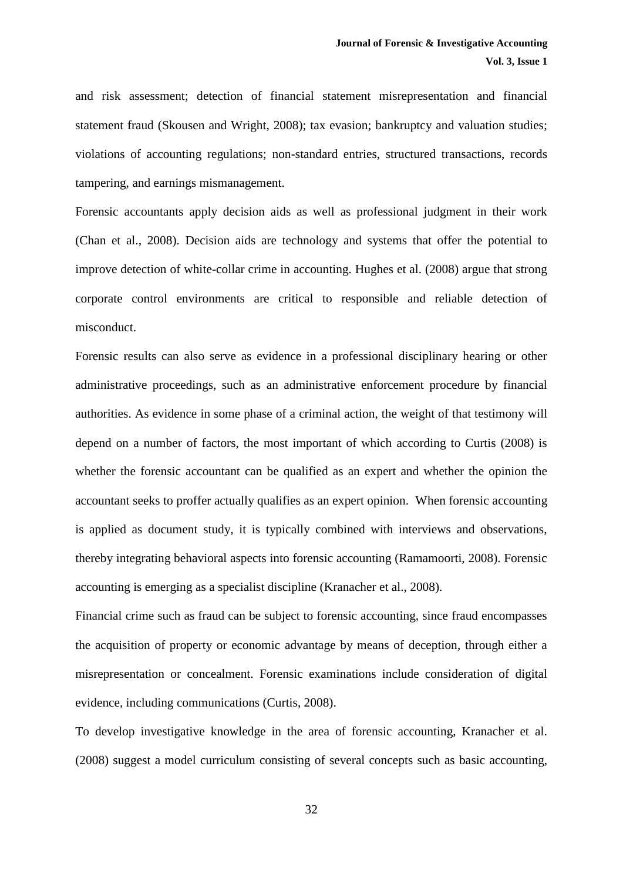and risk assessment; detection of financial statement misrepresentation and financial statement fraud (Skousen and Wright, 2008); tax evasion; bankruptcy and valuation studies; violations of accounting regulations; non-standard entries, structured transactions, records tampering, and earnings mismanagement.

Forensic accountants apply decision aids as well as professional judgment in their work (Chan et al., 2008). Decision aids are technology and systems that offer the potential to improve detection of white-collar crime in accounting. Hughes et al. (2008) argue that strong corporate control environments are critical to responsible and reliable detection of misconduct.

Forensic results can also serve as evidence in a professional disciplinary hearing or other administrative proceedings, such as an administrative enforcement procedure by financial authorities. As evidence in some phase of a criminal action, the weight of that testimony will depend on a number of factors, the most important of which according to Curtis (2008) is whether the forensic accountant can be qualified as an expert and whether the opinion the accountant seeks to proffer actually qualifies as an expert opinion. When forensic accounting is applied as document study, it is typically combined with interviews and observations, thereby integrating behavioral aspects into forensic accounting (Ramamoorti, 2008). Forensic accounting is emerging as a specialist discipline (Kranacher et al., 2008).

Financial crime such as fraud can be subject to forensic accounting, since fraud encompasses the acquisition of property or economic advantage by means of deception, through either a misrepresentation or concealment. Forensic examinations include consideration of digital evidence, including communications (Curtis, 2008).

To develop investigative knowledge in the area of forensic accounting, Kranacher et al. (2008) suggest a model curriculum consisting of several concepts such as basic accounting,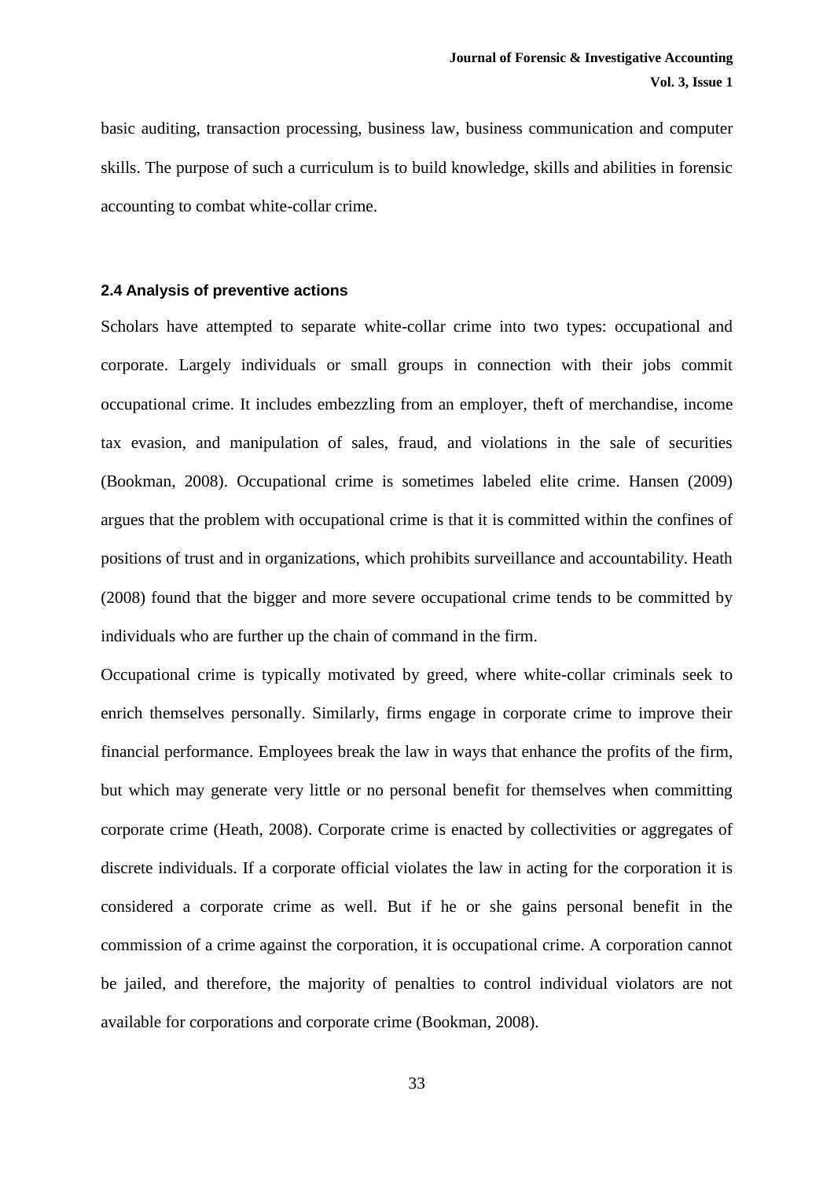basic auditing, transaction processing, business law, business communication and computer skills. The purpose of such a curriculum is to build knowledge, skills and abilities in forensic accounting to combat white-collar crime.

### 2.4 Analysis of preventive actions

Scholars have attempted to separate white-collar crime into two types: occupational and corporate. Largely individuals or small groups in connection with their jobs commit occupational crime. It includes embezzling from an employer, theft of merchandise, income tax evasion, and manipulation of sales, fraud, and violations in the sale of securities (Bookman, 2008). Occupational crime is sometimes labeled elite crime. Hansen (2009) argues that the problem with occupational crime is that it is committed within the confines of positions of trust and in organizations, which prohibits surveillance and accountability. Heath (2008) found that the bigger and more severe occupational crime tends to be committed by individuals who are further up the chain of command in the firm.

Occupational crime is typically motivated by greed, where white-collar criminals seek to enrich themselves personally. Similarly, firms engage in corporate crime to improve their financial performance. Employees break the law in ways that enhance the profits of the firm, but which may generate very little or no personal benefit for themselves when committing corporate crime (Heath, 2008). Corporate crime is enacted by collectivities or aggregates of discrete individuals. If a corporate official violates the law in acting for the corporation it is considered a corporate crime as well. But if he or she gains personal benefit in the commission of a crime against the corporation, it is occupational crime. A corporation cannot be jailed, and therefore, the majority of penalties to control individual violators are not available for corporations and corporate crime (Bookman, 2008).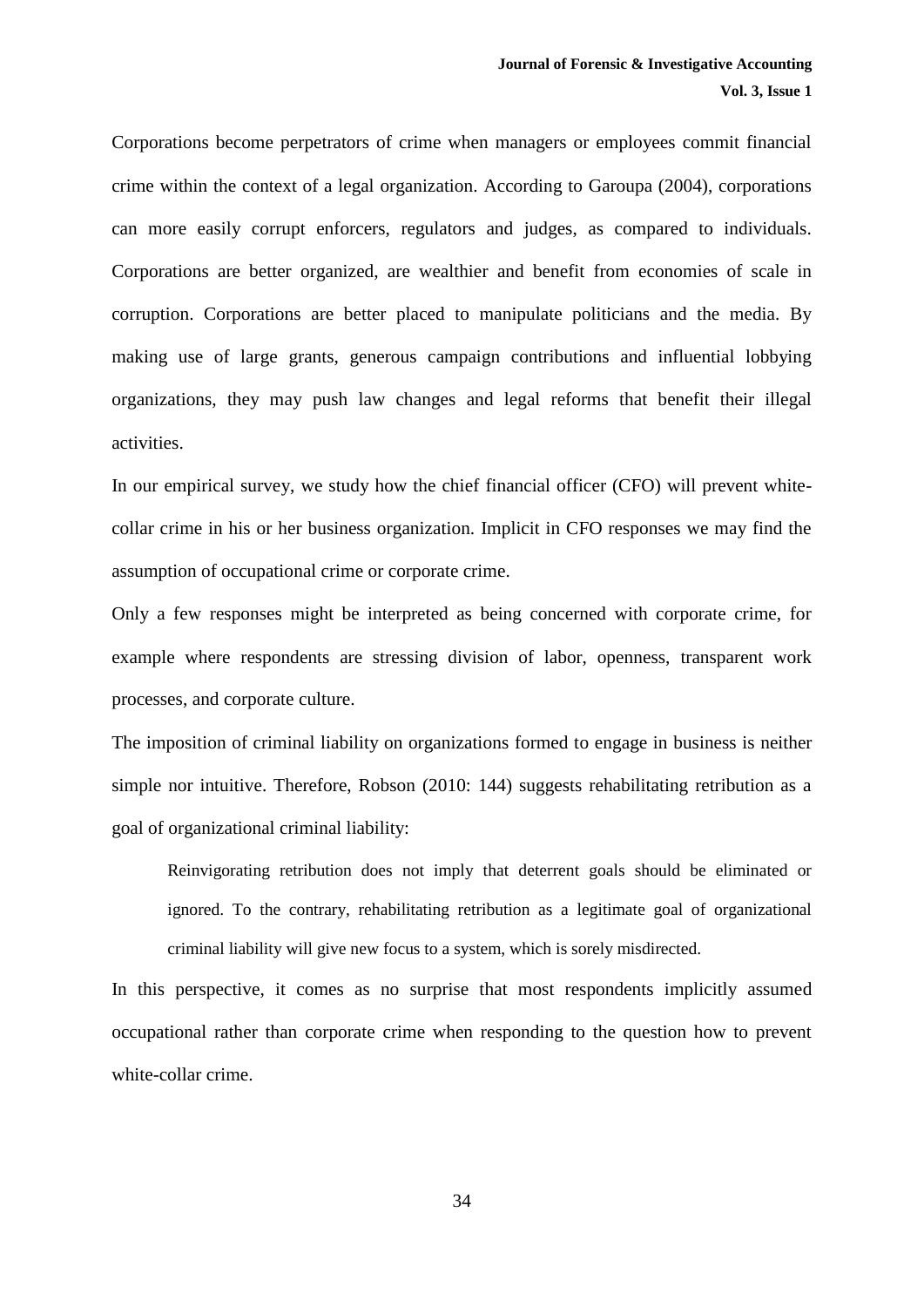Corporations become perpetrators of crime when managers or employees commit financial crime within the context of a legal organization. According to Garoupa (2004), corporations can more easily corrupt enforcers, regulators and judges, as compared to individuals. Corporations are better organized, are wealthier and benefit from economies of scale in corruption. Corporations are better placed to manipulate politicians and the media. By making use of large grants, generous campaign contributions and influential lobbying organizations, they may push law changes and legal reforms that benefit their illegal activities.

In our empirical survey, we study how the chief financial officer (CFO) will prevent white-collar crime in his or her business organization. Implicit in CFO responses we may find the assumption of occupational crime or corporate crime.

Only a few responses might be interpreted as being concerned with corporate crime, for example where respondents are stressing division of labor, openness, transparent work processes, and corporate culture.

The imposition of criminal liability on organizations formed to engage in business is neither simple nor intuitive. Therefore, Robson (2010: 144) suggests rehabilitating retribution as a goal of organizational criminal liability:

> Reinvigorating retribution does not imply that deterrent goals should be eliminated or ignored. To the contrary, rehabilitating retribution as a legitimate goal of organizational criminal liability will give new focus to a system, which is sorely misdirected.

In this perspective, it comes as no surprise that most respondents implicitly assumed occupational rather than corporate crime when responding to the question how to prevent white-collar crime.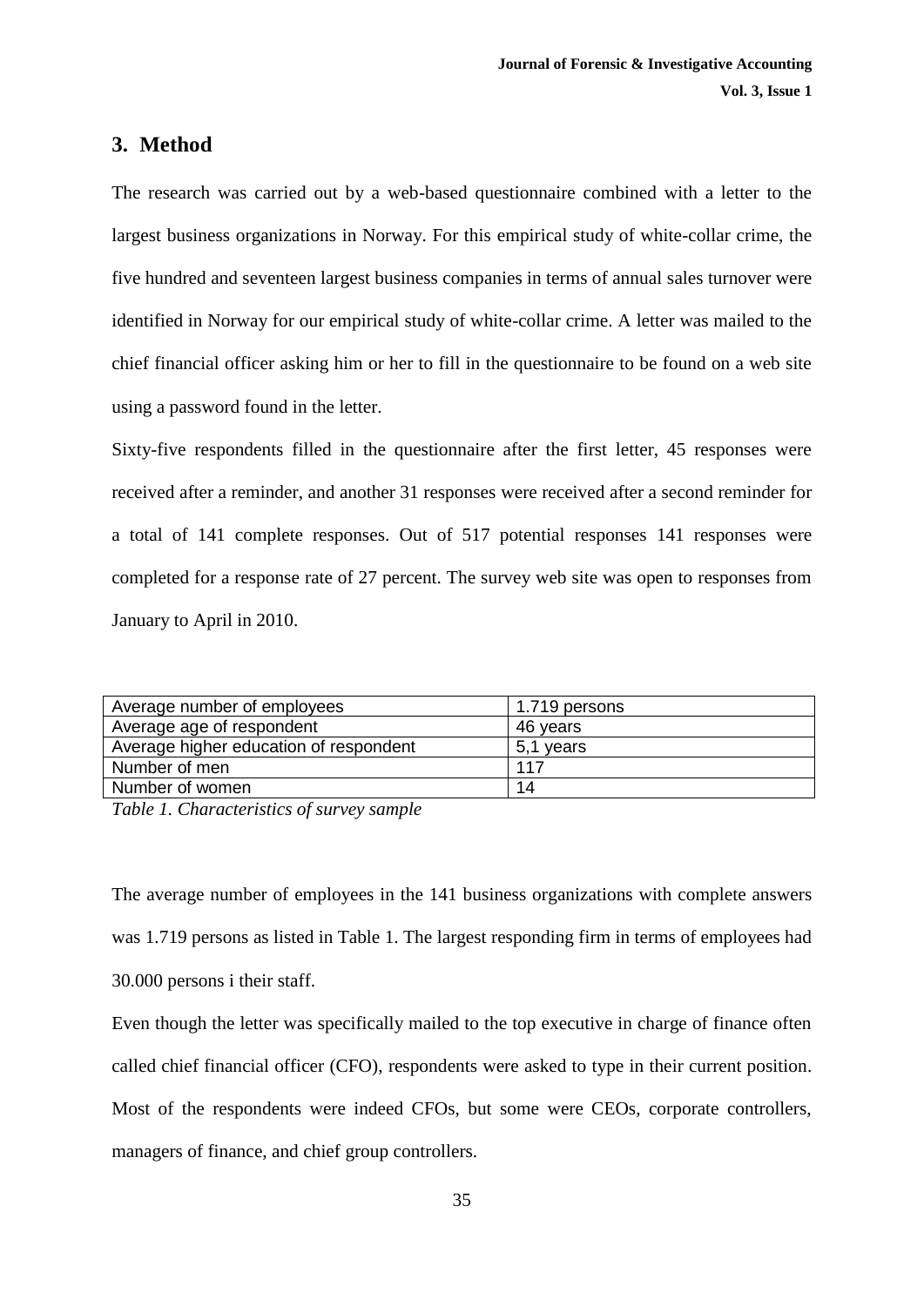## 3. Method

The research was carried out by a web-based questionnaire combined with a letter to the largest business organizations in Norway. For this empirical study of white-collar crime, the five hundred and seventeen largest business companies in terms of annual sales turnover were identified in Norway for our empirical study of white-collar crime. A letter was mailed to the chief financial officer asking him or her to fill in the questionnaire to be found on a web site using a password found in the letter.

Sixty-five respondents filled in the questionnaire after the first letter, 45 responses were received after a reminder, and another 31 responses were received after a second reminder for a total of 141 complete responses. Out of 517 potential responses 141 responses were completed for a response rate of 27 percent. The survey web site was open to responses from January to April in 2010.

| | |
|---|---|
| Average number of employees | 1.719 persons |
| Average age of respondent | 46 years |
| Average higher education of respondent | 5,1 years |
| Number of men | 117 |
| Number of women | 14 |

*Table 1. Characteristics of survey sample*

The average number of employees in the 141 business organizations with complete answers was 1.719 persons as listed in Table 1. The largest responding firm in terms of employees had 30.000 persons i their staff.

Even though the letter was specifically mailed to the top executive in charge of finance often called chief financial officer (CFO), respondents were asked to type in their current position. Most of the respondents were indeed CFOs, but some were CEOs, corporate controllers, managers of finance, and chief group controllers.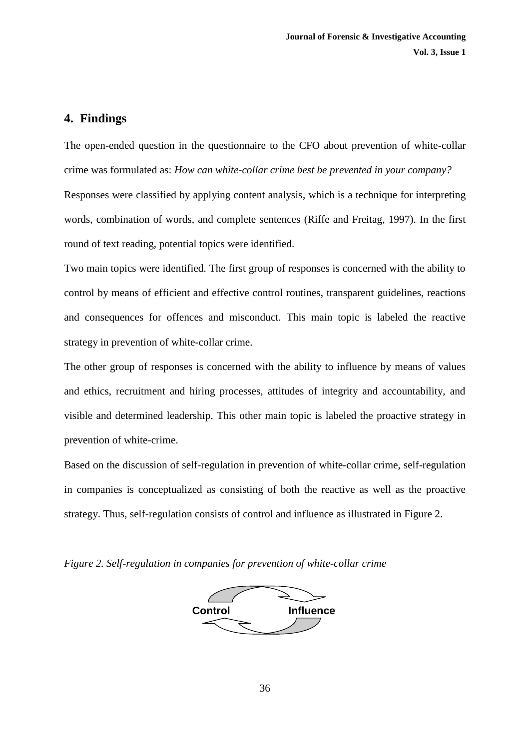## 4. Findings

The open-ended question in the questionnaire to the CFO about prevention of white-collar crime was formulated as: *How can white-collar crime best be prevented in your company?*

Responses were classified by applying content analysis, which is a technique for interpreting words, combination of words, and complete sentences (Riffe and Freitag, 1997). In the first round of text reading, potential topics were identified.

Two main topics were identified. The first group of responses is concerned with the ability to control by means of efficient and effective control routines, transparent guidelines, reactions and consequences for offences and misconduct. This main topic is labeled the reactive strategy in prevention of white-collar crime.

The other group of responses is concerned with the ability to influence by means of values and ethics, recruitment and hiring processes, attitudes of integrity and accountability, and visible and determined leadership. This other main topic is labeled the proactive strategy in prevention of white-crime.

Based on the discussion of self-regulation in prevention of white-collar crime, self-regulation in companies is conceptualized as consisting of both the reactive as well as the proactive strategy. Thus, self-regulation consists of control and influence as illustrated in Figure 2.

*Figure 2. Self-regulation in companies for prevention of white-collar crime*

Control Influence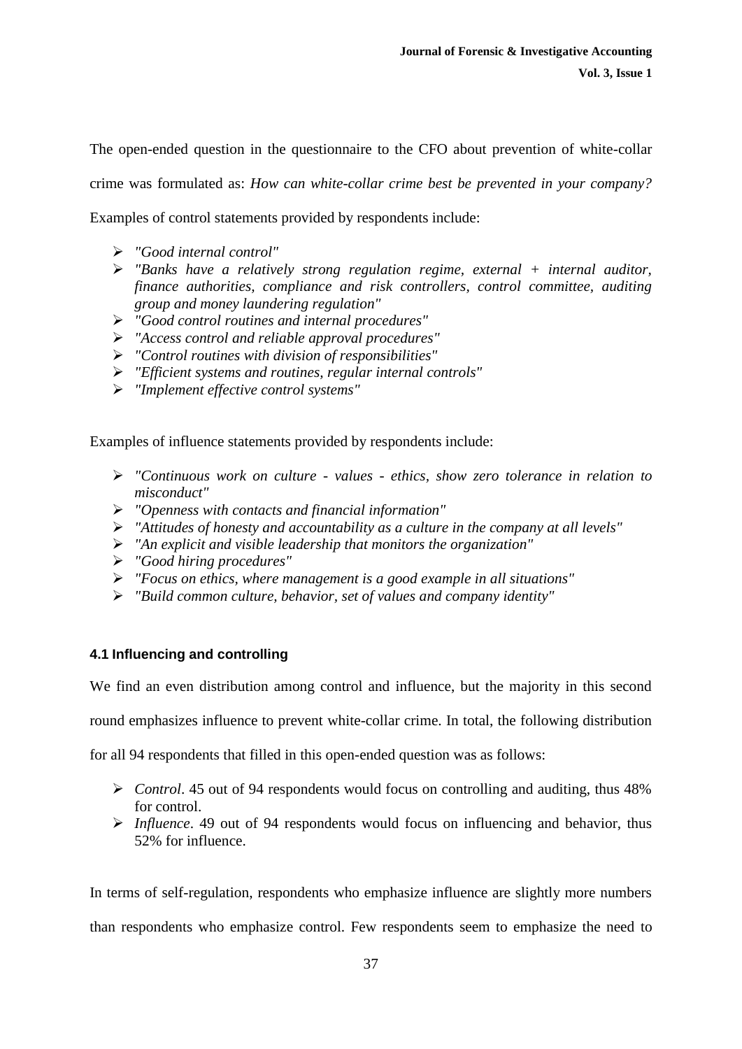The open-ended question in the questionnaire to the CFO about prevention of white-collar crime was formulated as: *How can white-collar crime best be prevented in your company?* Examples of control statements provided by respondents include:

- *"Good internal control"*
- *"Banks have a relatively strong regulation regime, external + internal auditor, finance authorities, compliance and risk controllers, control committee, auditing group and money laundering regulation"*
- *"Good control routines and internal procedures"*
- *"Access control and reliable approval procedures"*
- *"Control routines with division of responsibilities"*
- *"Efficient systems and routines, regular internal controls"*
- *"Implement effective control systems"*

Examples of influence statements provided by respondents include:

- *"Continuous work on culture - values - ethics, show zero tolerance in relation to misconduct"*
- *"Openness with contacts and financial information"*
- *"Attitudes of honesty and accountability as a culture in the company at all levels"*
- *"An explicit and visible leadership that monitors the organization"*
- *"Good hiring procedures"*
- *"Focus on ethics, where management is a good example in all situations"*
- *"Build common culture, behavior, set of values and company identity"*

### 4.1 Influencing and controlling

We find an even distribution among control and influence, but the majority in this second round emphasizes influence to prevent white-collar crime. In total, the following distribution for all 94 respondents that filled in this open-ended question was as follows:

- *Control*. 45 out of 94 respondents would focus on controlling and auditing, thus 48% for control.
- *Influence*. 49 out of 94 respondents would focus on influencing and behavior, thus 52% for influence.

In terms of self-regulation, respondents who emphasize influence are slightly more numbers than respondents who emphasize control. Few respondents seem to emphasize the need to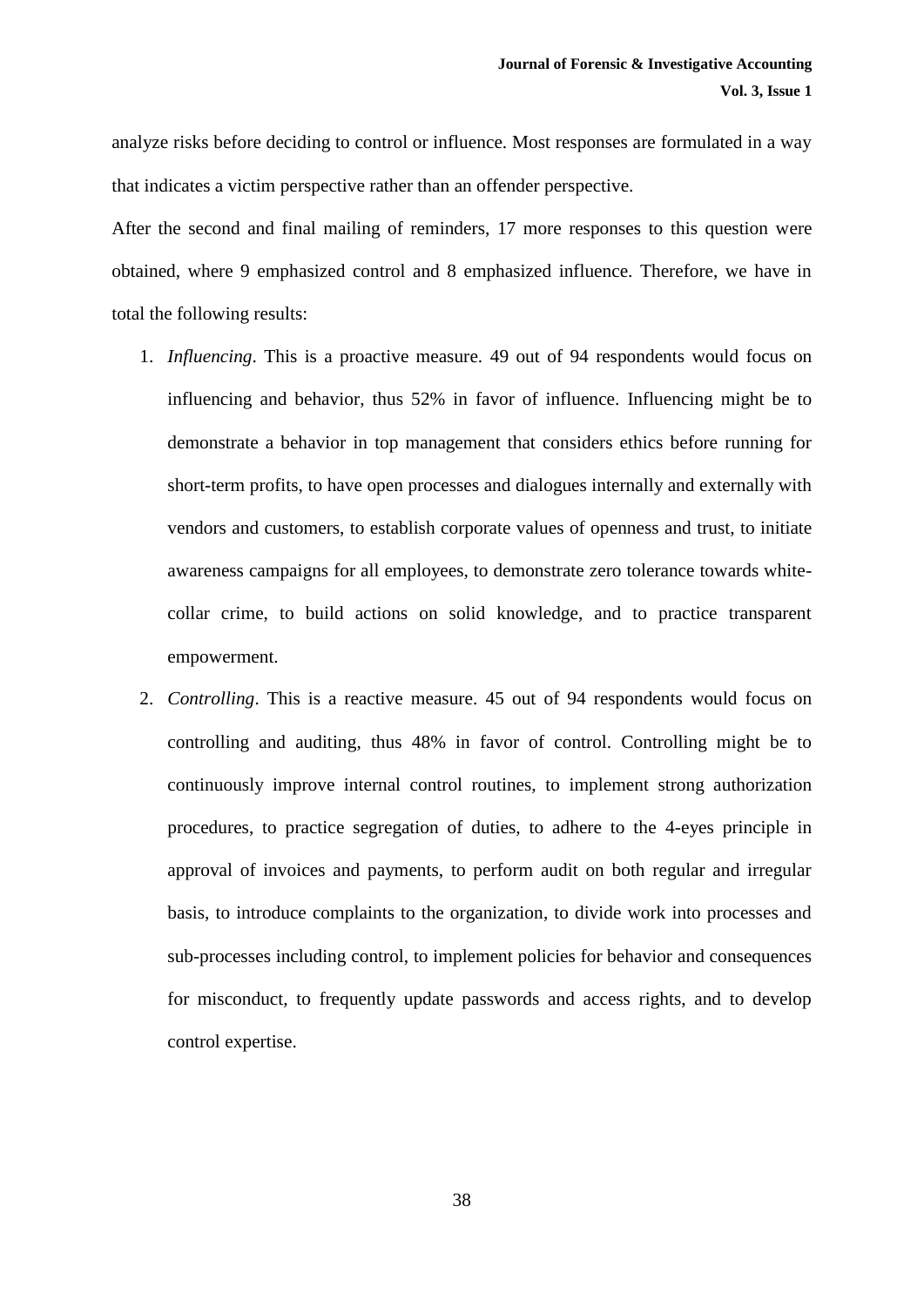analyze risks before deciding to control or influence. Most responses are formulated in a way that indicates a victim perspective rather than an offender perspective.

After the second and final mailing of reminders, 17 more responses to this question were obtained, where 9 emphasized control and 8 emphasized influence. Therefore, we have in total the following results:

1. *Influencing*. This is a proactive measure. 49 out of 94 respondents would focus on influencing and behavior, thus 52% in favor of influence. Influencing might be to demonstrate a behavior in top management that considers ethics before running for short-term profits, to have open processes and dialogues internally and externally with vendors and customers, to establish corporate values of openness and trust, to initiate awareness campaigns for all employees, to demonstrate zero tolerance towards white-collar crime, to build actions on solid knowledge, and to practice transparent empowerment.
2. *Controlling*. This is a reactive measure. 45 out of 94 respondents would focus on controlling and auditing, thus 48% in favor of control. Controlling might be to continuously improve internal control routines, to implement strong authorization procedures, to practice segregation of duties, to adhere to the 4-eyes principle in approval of invoices and payments, to perform audit on both regular and irregular basis, to introduce complaints to the organization, to divide work into processes and sub-processes including control, to implement policies for behavior and consequences for misconduct, to frequently update passwords and access rights, and to develop control expertise.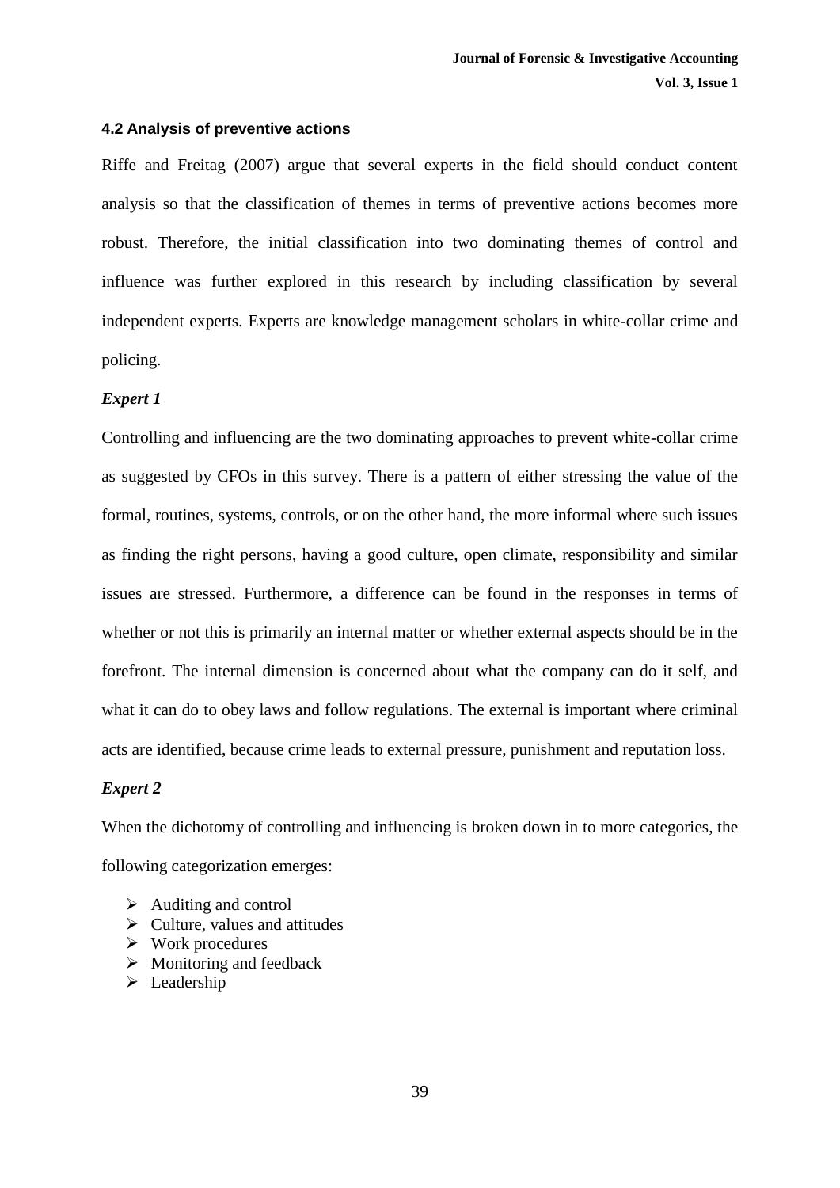#### 4.2 Analysis of preventive actions

Riffe and Freitag (2007) argue that several experts in the field should conduct content analysis so that the classification of themes in terms of preventive actions becomes more robust. Therefore, the initial classification into two dominating themes of control and influence was further explored in this research by including classification by several independent experts. Experts are knowledge management scholars in white-collar crime and policing.

***Expert 1***

Controlling and influencing are the two dominating approaches to prevent white-collar crime as suggested by CFOs in this survey. There is a pattern of either stressing the value of the formal, routines, systems, controls, or on the other hand, the more informal where such issues as finding the right persons, having a good culture, open climate, responsibility and similar issues are stressed. Furthermore, a difference can be found in the responses in terms of whether or not this is primarily an internal matter or whether external aspects should be in the forefront. The internal dimension is concerned about what the company can do it self, and what it can do to obey laws and follow regulations. The external is important where criminal acts are identified, because crime leads to external pressure, punishment and reputation loss.

***Expert 2***

When the dichotomy of controlling and influencing is broken down in to more categories, the following categorization emerges:

- Auditing and control
- Culture, values and attitudes
- Work procedures
- Monitoring and feedback
- Leadership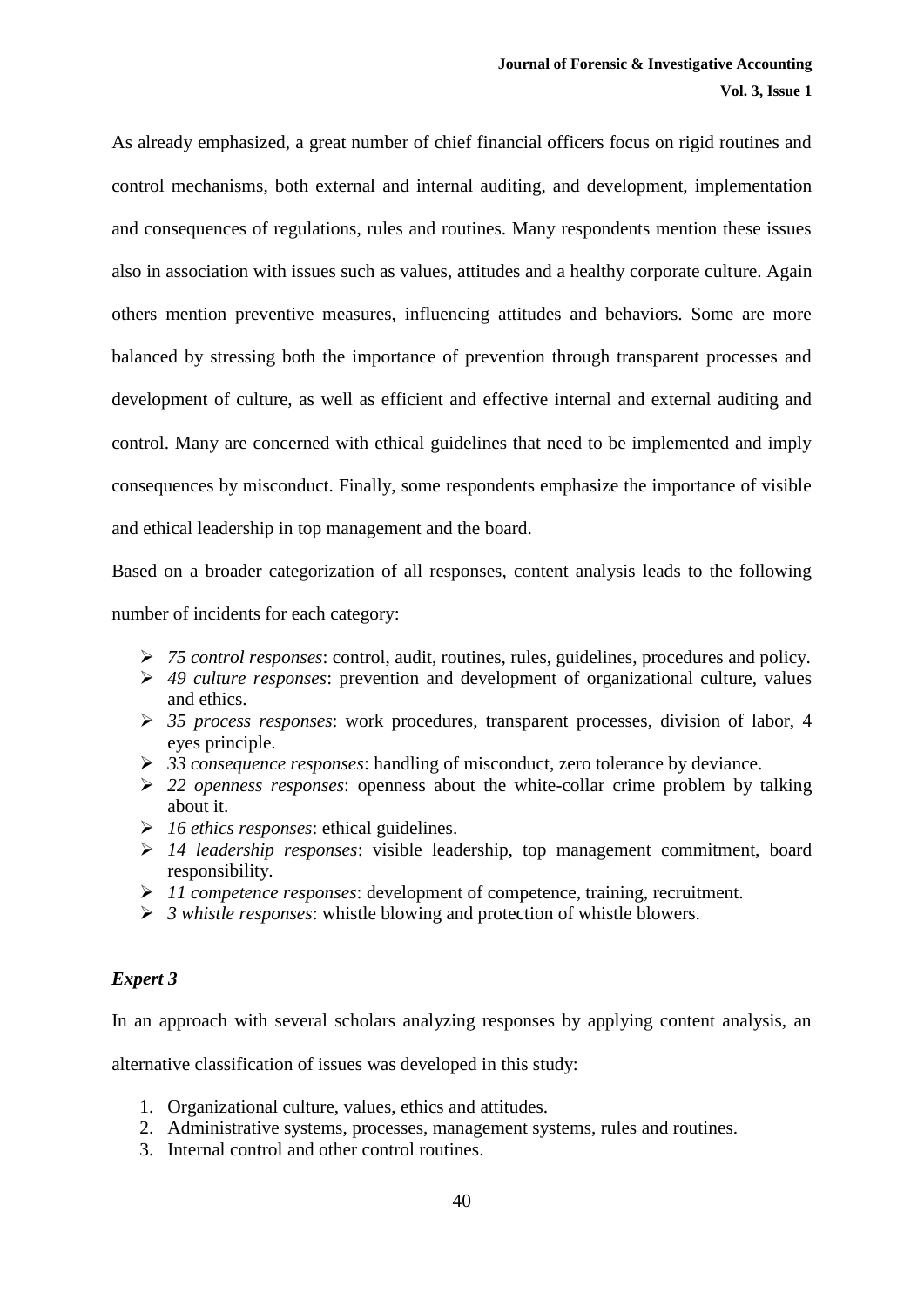As already emphasized, a great number of chief financial officers focus on rigid routines and control mechanisms, both external and internal auditing, and development, implementation and consequences of regulations, rules and routines. Many respondents mention these issues also in association with issues such as values, attitudes and a healthy corporate culture. Again others mention preventive measures, influencing attitudes and behaviors. Some are more balanced by stressing both the importance of prevention through transparent processes and development of culture, as well as efficient and effective internal and external auditing and control. Many are concerned with ethical guidelines that need to be implemented and imply consequences by misconduct. Finally, some respondents emphasize the importance of visible and ethical leadership in top management and the board.

Based on a broader categorization of all responses, content analysis leads to the following number of incidents for each category:

- *75 control responses*: control, audit, routines, rules, guidelines, procedures and policy.
- *49 culture responses*: prevention and development of organizational culture, values and ethics.
- *35 process responses*: work procedures, transparent processes, division of labor, 4 eyes principle.
- *33 consequence responses*: handling of misconduct, zero tolerance by deviance.
- *22 openness responses*: openness about the white-collar crime problem by talking about it.
- *16 ethics responses*: ethical guidelines.
- *14 leadership responses*: visible leadership, top management commitment, board responsibility.
- *11 competence responses*: development of competence, training, recruitment.
- *3 whistle responses*: whistle blowing and protection of whistle blowers.

### *Expert 3*

In an approach with several scholars analyzing responses by applying content analysis, an alternative classification of issues was developed in this study:

1. Organizational culture, values, ethics and attitudes.
2. Administrative systems, processes, management systems, rules and routines.
3. Internal control and other control routines.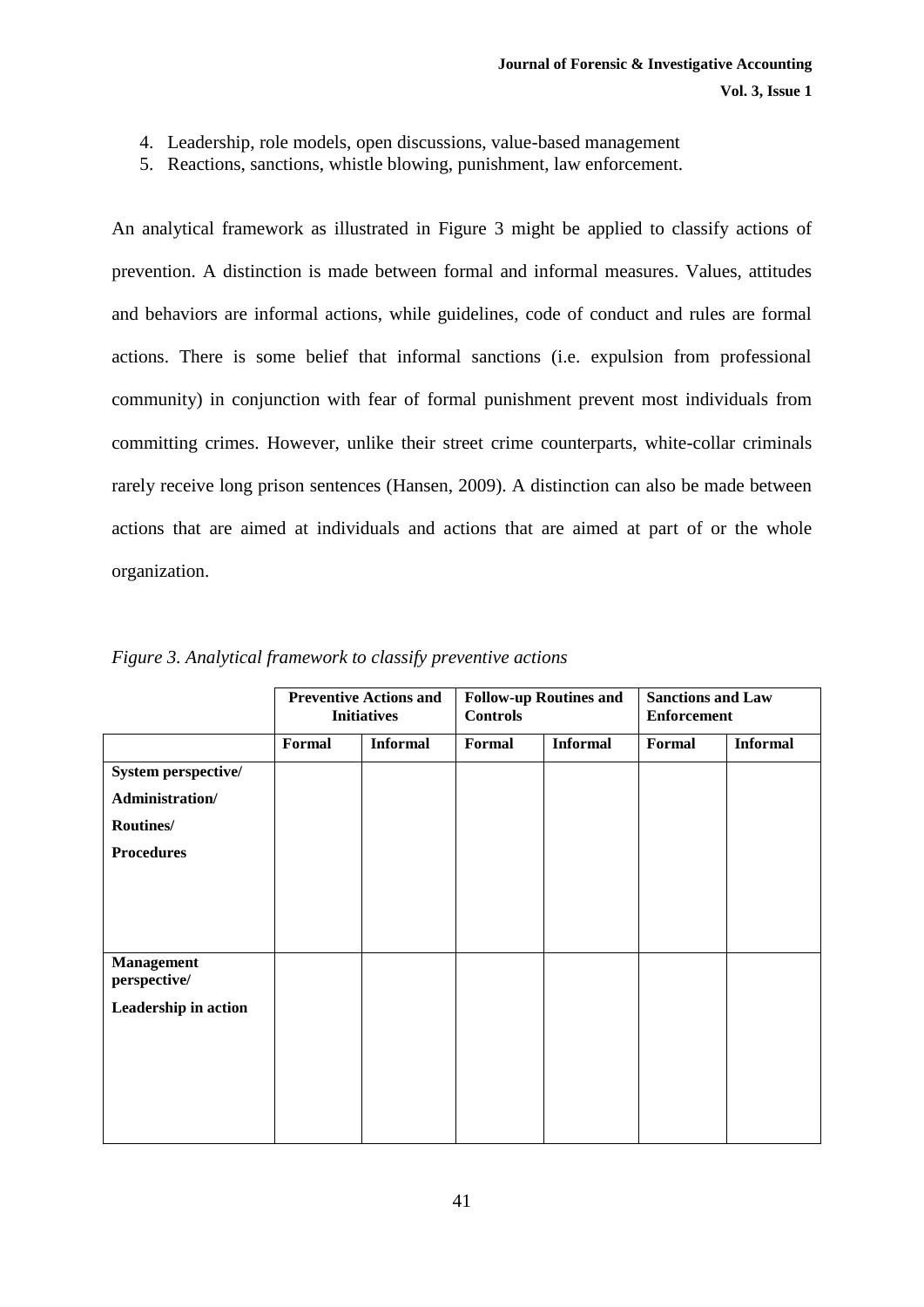4. Leadership, role models, open discussions, value-based management
5. Reactions, sanctions, whistle blowing, punishment, law enforcement.

An analytical framework as illustrated in Figure 3 might be applied to classify actions of prevention. A distinction is made between formal and informal measures. Values, attitudes and behaviors are informal actions, while guidelines, code of conduct and rules are formal actions. There is some belief that informal sanctions (i.e. expulsion from professional community) in conjunction with fear of formal punishment prevent most individuals from committing crimes. However, unlike their street crime counterparts, white-collar criminals rarely receive long prison sentences (Hansen, 2009). A distinction can also be made between actions that are aimed at individuals and actions that are aimed at part of or the whole organization.

*Figure 3. Analytical framework to classify preventive actions*

| | **Preventive Actions and Initiatives** | | **Follow-up Routines and Controls** | | **Sanctions and Law Enforcement** | |
|---|---|---|---|---|---|---|
| | **Formal** | **Informal** | **Formal** | **Informal** | **Formal** | **Informal** |
| **System perspective/ Administration/ Routines/ Procedures** | | | | | | |
| **Management perspective/ Leadership in action** | | | | | | |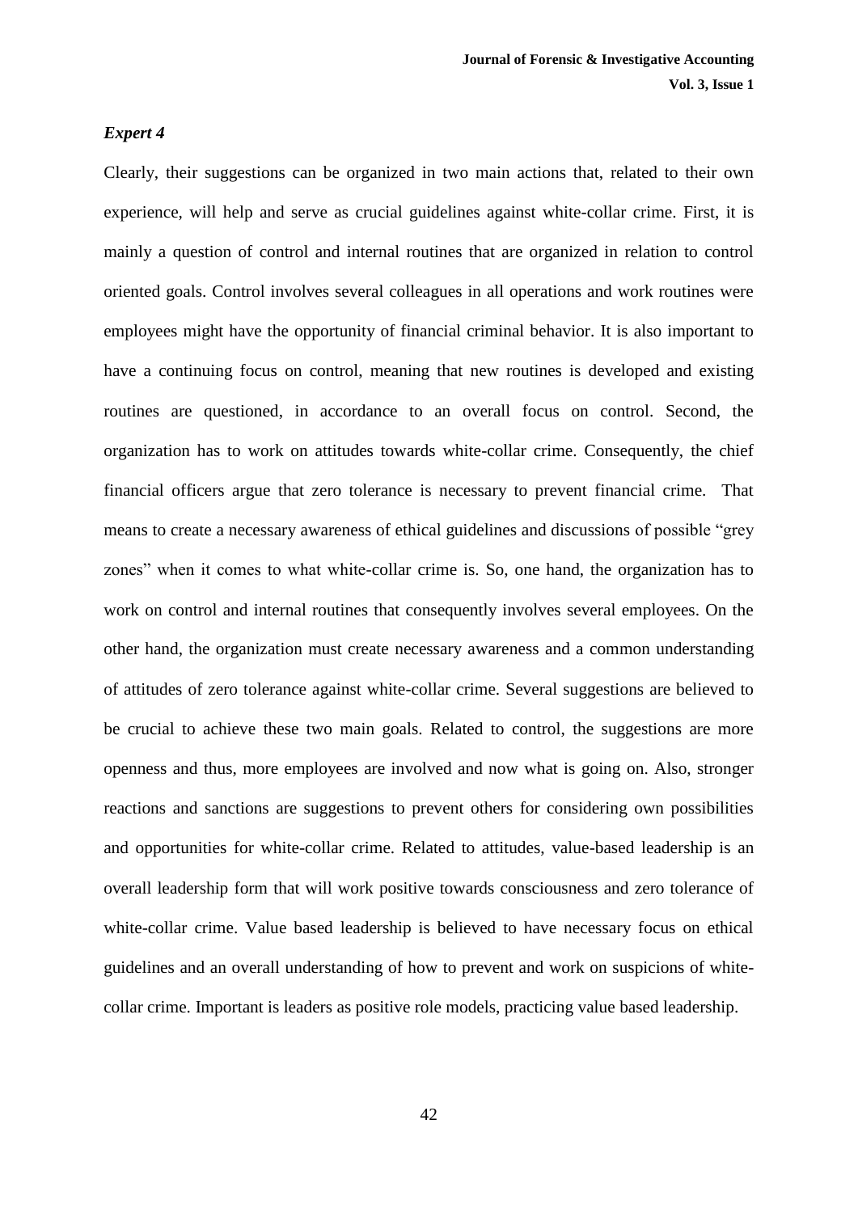*Expert 4*

Clearly, their suggestions can be organized in two main actions that, related to their own experience, will help and serve as crucial guidelines against white-collar crime. First, it is mainly a question of control and internal routines that are organized in relation to control oriented goals. Control involves several colleagues in all operations and work routines were employees might have the opportunity of financial criminal behavior. It is also important to have a continuing focus on control, meaning that new routines is developed and existing routines are questioned, in accordance to an overall focus on control. Second, the organization has to work on attitudes towards white-collar crime. Consequently, the chief financial officers argue that zero tolerance is necessary to prevent financial crime. That means to create a necessary awareness of ethical guidelines and discussions of possible "grey zones" when it comes to what white-collar crime is. So, one hand, the organization has to work on control and internal routines that consequently involves several employees. On the other hand, the organization must create necessary awareness and a common understanding of attitudes of zero tolerance against white-collar crime. Several suggestions are believed to be crucial to achieve these two main goals. Related to control, the suggestions are more openness and thus, more employees are involved and now what is going on. Also, stronger reactions and sanctions are suggestions to prevent others for considering own possibilities and opportunities for white-collar crime. Related to attitudes, value-based leadership is an overall leadership form that will work positive towards consciousness and zero tolerance of white-collar crime. Value based leadership is believed to have necessary focus on ethical guidelines and an overall understanding of how to prevent and work on suspicions of white-collar crime. Important is leaders as positive role models, practicing value based leadership.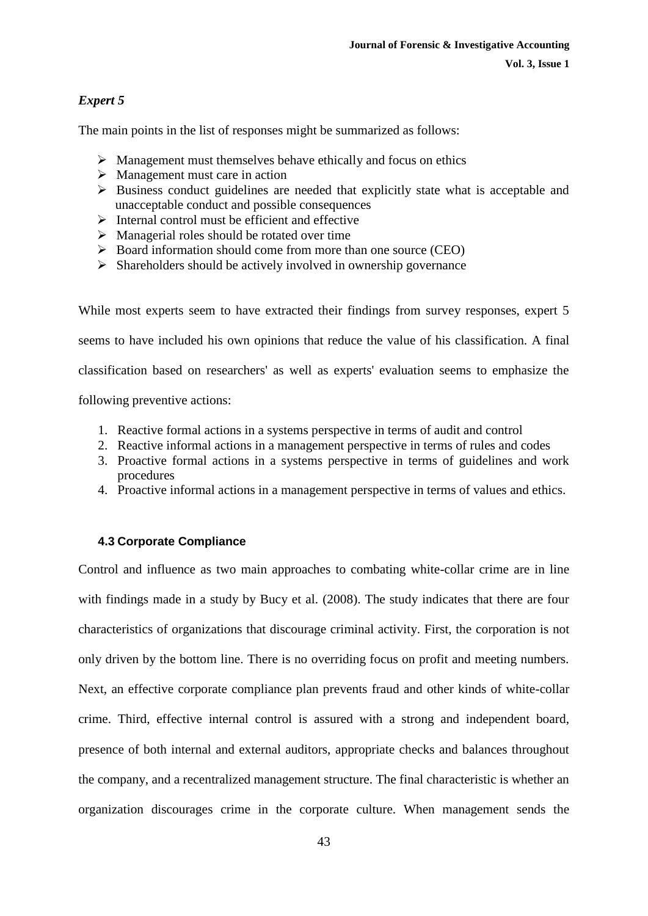*Expert 5*

The main points in the list of responses might be summarized as follows:

- Management must themselves behave ethically and focus on ethics
- Management must care in action
- Business conduct guidelines are needed that explicitly state what is acceptable and unacceptable conduct and possible consequences
- Internal control must be efficient and effective
- Managerial roles should be rotated over time
- Board information should come from more than one source (CEO)
- Shareholders should be actively involved in ownership governance

While most experts seem to have extracted their findings from survey responses, expert 5 seems to have included his own opinions that reduce the value of his classification. A final classification based on researchers' as well as experts' evaluation seems to emphasize the following preventive actions:

1. Reactive formal actions in a systems perspective in terms of audit and control
2. Reactive informal actions in a management perspective in terms of rules and codes
3. Proactive formal actions in a systems perspective in terms of guidelines and work procedures
4. Proactive informal actions in a management perspective in terms of values and ethics.

### 4.3 Corporate Compliance

Control and influence as two main approaches to combating white-collar crime are in line with findings made in a study by Bucy et al. (2008). The study indicates that there are four characteristics of organizations that discourage criminal activity. First, the corporation is not only driven by the bottom line. There is no overriding focus on profit and meeting numbers. Next, an effective corporate compliance plan prevents fraud and other kinds of white-collar crime. Third, effective internal control is assured with a strong and independent board, presence of both internal and external auditors, appropriate checks and balances throughout the company, and a recentralized management structure. The final characteristic is whether an organization discourages crime in the corporate culture. When management sends the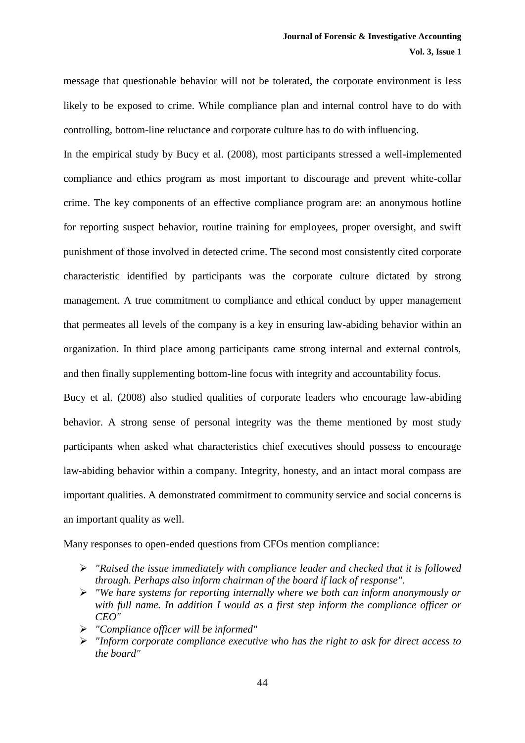message that questionable behavior will not be tolerated, the corporate environment is less likely to be exposed to crime. While compliance plan and internal control have to do with controlling, bottom-line reluctance and corporate culture has to do with influencing.

In the empirical study by Bucy et al. (2008), most participants stressed a well-implemented compliance and ethics program as most important to discourage and prevent white-collar crime. The key components of an effective compliance program are: an anonymous hotline for reporting suspect behavior, routine training for employees, proper oversight, and swift punishment of those involved in detected crime. The second most consistently cited corporate characteristic identified by participants was the corporate culture dictated by strong management. A true commitment to compliance and ethical conduct by upper management that permeates all levels of the company is a key in ensuring law-abiding behavior within an organization. In third place among participants came strong internal and external controls, and then finally supplementing bottom-line focus with integrity and accountability focus.

Bucy et al. (2008) also studied qualities of corporate leaders who encourage law-abiding behavior. A strong sense of personal integrity was the theme mentioned by most study participants when asked what characteristics chief executives should possess to encourage law-abiding behavior within a company. Integrity, honesty, and an intact moral compass are important qualities. A demonstrated commitment to community service and social concerns is an important quality as well.

Many responses to open-ended questions from CFOs mention compliance:

- *"Raised the issue immediately with compliance leader and checked that it is followed through. Perhaps also inform chairman of the board if lack of response".*
- *"We hare systems for reporting internally where we both can inform anonymously or with full name. In addition I would as a first step inform the compliance officer or CEO"*
- *"Compliance officer will be informed"*
- *"Inform corporate compliance executive who has the right to ask for direct access to the board"*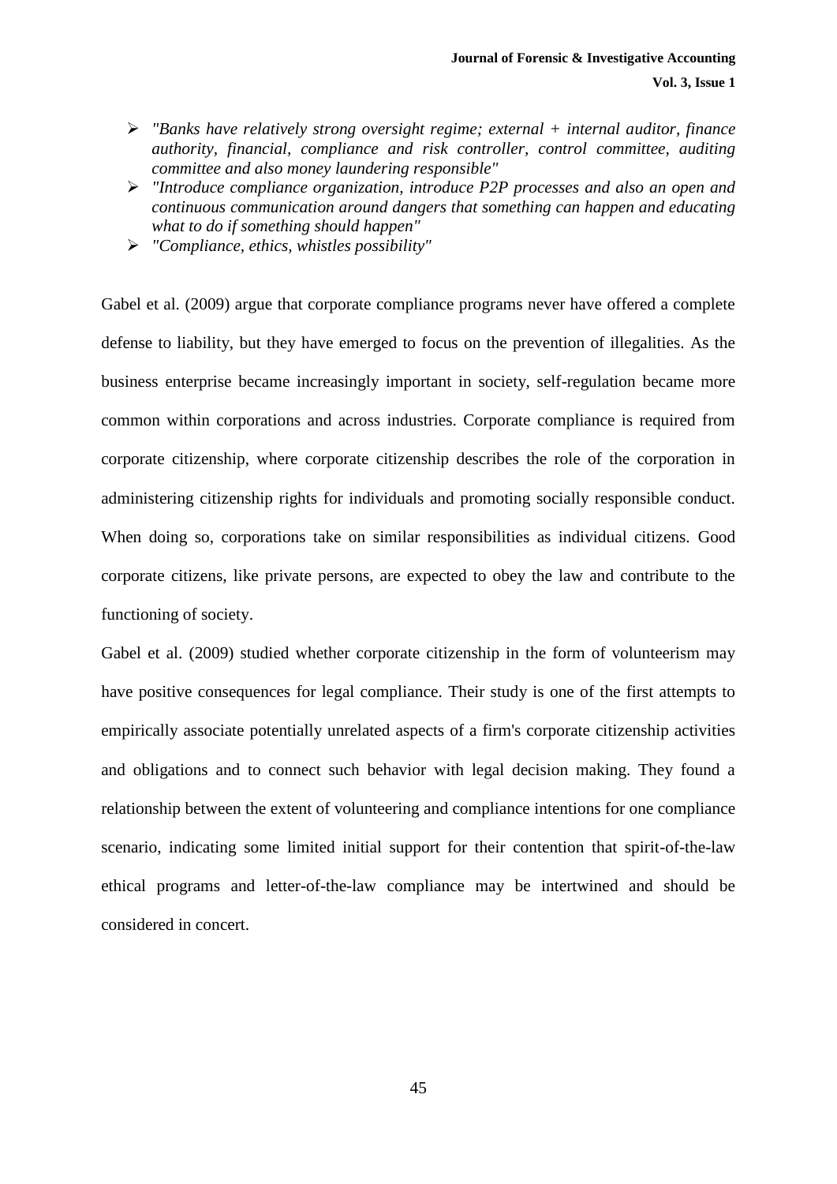- *"Banks have relatively strong oversight regime; external + internal auditor, finance authority, financial, compliance and risk controller, control committee, auditing committee and also money laundering responsible"*
- *"Introduce compliance organization, introduce P2P processes and also an open and continuous communication around dangers that something can happen and educating what to do if something should happen"*
- *"Compliance, ethics, whistles possibility"*

Gabel et al. (2009) argue that corporate compliance programs never have offered a complete defense to liability, but they have emerged to focus on the prevention of illegalities. As the business enterprise became increasingly important in society, self-regulation became more common within corporations and across industries. Corporate compliance is required from corporate citizenship, where corporate citizenship describes the role of the corporation in administering citizenship rights for individuals and promoting socially responsible conduct. When doing so, corporations take on similar responsibilities as individual citizens. Good corporate citizens, like private persons, are expected to obey the law and contribute to the functioning of society.

Gabel et al. (2009) studied whether corporate citizenship in the form of volunteerism may have positive consequences for legal compliance. Their study is one of the first attempts to empirically associate potentially unrelated aspects of a firm's corporate citizenship activities and obligations and to connect such behavior with legal decision making. They found a relationship between the extent of volunteering and compliance intentions for one compliance scenario, indicating some limited initial support for their contention that spirit-of-the-law ethical programs and letter-of-the-law compliance may be intertwined and should be considered in concert.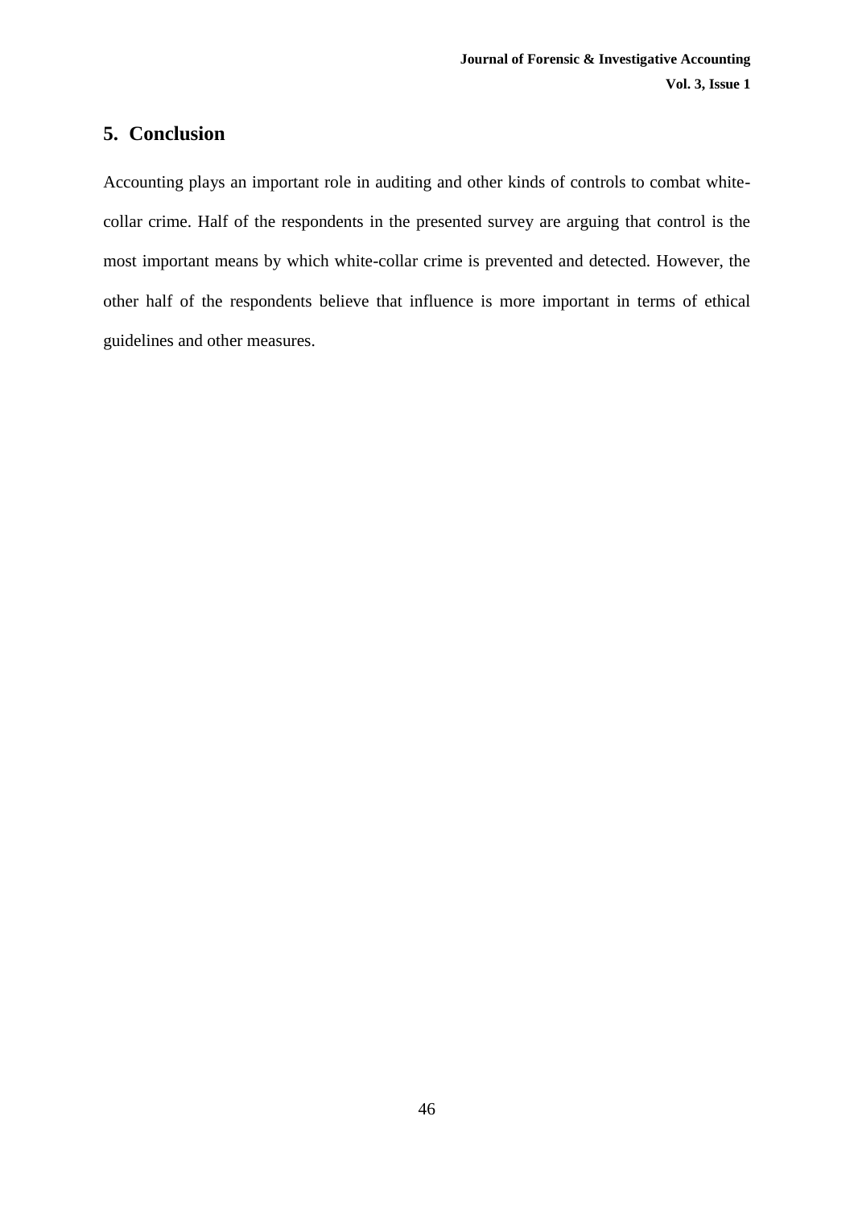## 5. Conclusion

Accounting plays an important role in auditing and other kinds of controls to combat white-collar crime. Half of the respondents in the presented survey are arguing that control is the most important means by which white-collar crime is prevented and detected. However, the other half of the respondents believe that influence is more important in terms of ethical guidelines and other measures.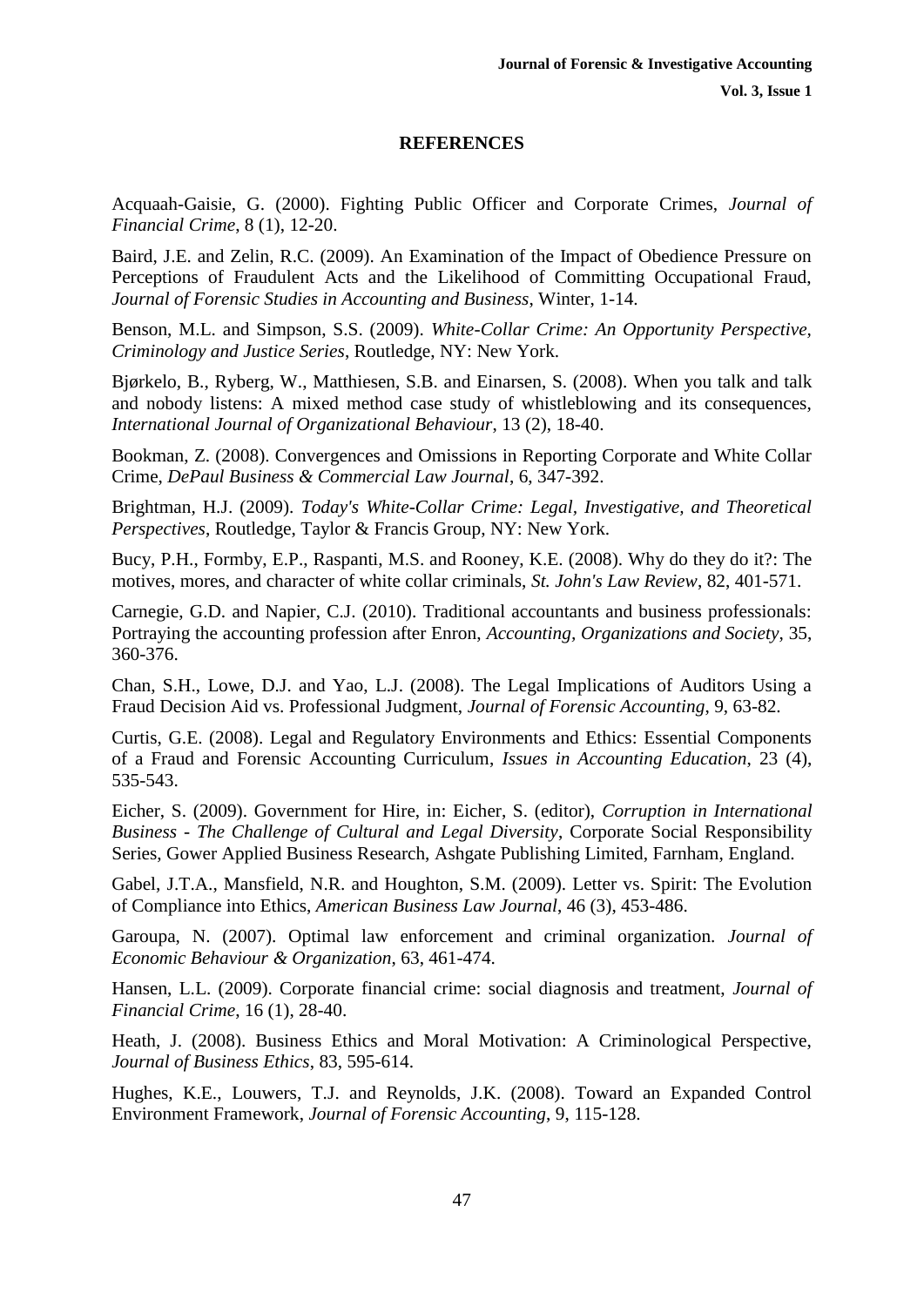## REFERENCES

Acquaah-Gaisie, G. (2000). Fighting Public Officer and Corporate Crimes, *Journal of Financial Crime*, 8 (1), 12-20.

Baird, J.E. and Zelin, R.C. (2009). An Examination of the Impact of Obedience Pressure on Perceptions of Fraudulent Acts and the Likelihood of Committing Occupational Fraud, *Journal of Forensic Studies in Accounting and Business*, Winter, 1-14.

Benson, M.L. and Simpson, S.S. (2009). *White-Collar Crime: An Opportunity Perspective, Criminology and Justice Series*, Routledge, NY: New York.

Bjørkelo, B., Ryberg, W., Matthiesen, S.B. and Einarsen, S. (2008). When you talk and talk and nobody listens: A mixed method case study of whistleblowing and its consequences, *International Journal of Organizational Behaviour*, 13 (2), 18-40.

Bookman, Z. (2008). Convergences and Omissions in Reporting Corporate and White Collar Crime, *DePaul Business & Commercial Law Journal*, 6, 347-392.

Brightman, H.J. (2009). *Today's White-Collar Crime: Legal, Investigative, and Theoretical Perspectives*, Routledge, Taylor & Francis Group, NY: New York.

Bucy, P.H., Formby, E.P., Raspanti, M.S. and Rooney, K.E. (2008). Why do they do it?: The motives, mores, and character of white collar criminals, *St. John's Law Review*, 82, 401-571.

Carnegie, G.D. and Napier, C.J. (2010). Traditional accountants and business professionals: Portraying the accounting profession after Enron, *Accounting, Organizations and Society*, 35, 360-376.

Chan, S.H., Lowe, D.J. and Yao, L.J. (2008). The Legal Implications of Auditors Using a Fraud Decision Aid vs. Professional Judgment, *Journal of Forensic Accounting*, 9, 63-82.

Curtis, G.E. (2008). Legal and Regulatory Environments and Ethics: Essential Components of a Fraud and Forensic Accounting Curriculum, *Issues in Accounting Education*, 23 (4), 535-543.

Eicher, S. (2009). Government for Hire, in: Eicher, S. (editor), *Corruption in International Business - The Challenge of Cultural and Legal Diversity*, Corporate Social Responsibility Series, Gower Applied Business Research, Ashgate Publishing Limited, Farnham, England.

Gabel, J.T.A., Mansfield, N.R. and Houghton, S.M. (2009). Letter vs. Spirit: The Evolution of Compliance into Ethics, *American Business Law Journal*, 46 (3), 453-486.

Garoupa, N. (2007). Optimal law enforcement and criminal organization. *Journal of Economic Behaviour & Organization*, 63, 461-474.

Hansen, L.L. (2009). Corporate financial crime: social diagnosis and treatment, *Journal of Financial Crime*, 16 (1), 28-40.

Heath, J. (2008). Business Ethics and Moral Motivation: A Criminological Perspective, *Journal of Business Ethics*, 83, 595-614.

Hughes, K.E., Louwers, T.J. and Reynolds, J.K. (2008). Toward an Expanded Control Environment Framework, *Journal of Forensic Accounting*, 9, 115-128.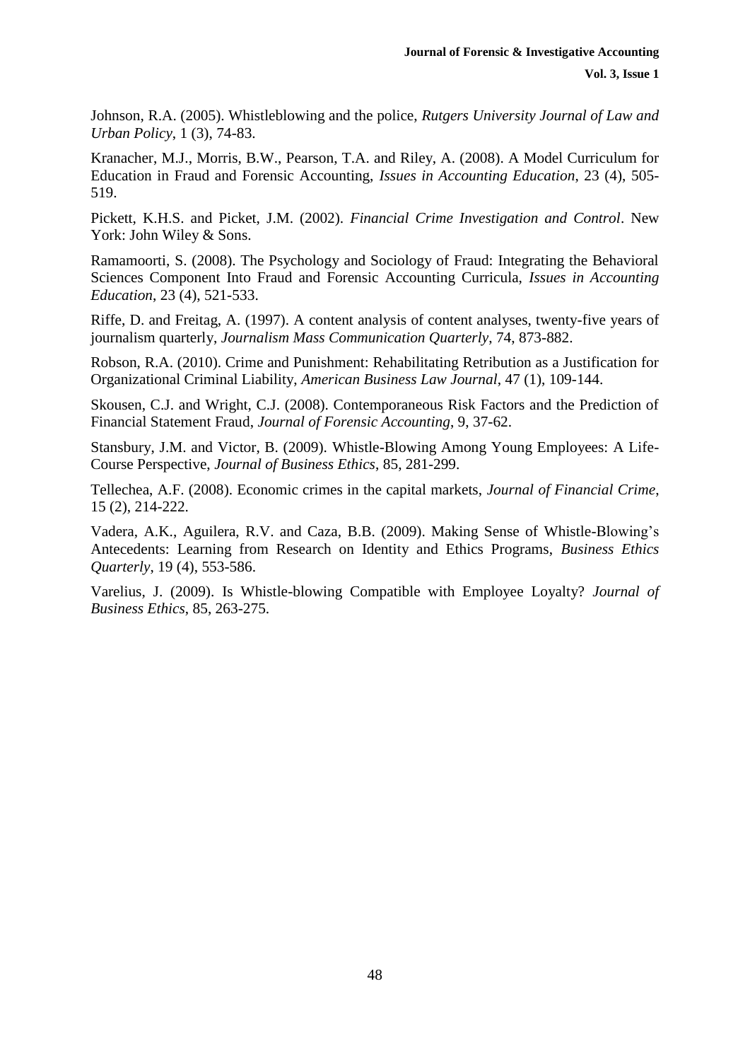Johnson, R.A. (2005). Whistleblowing and the police, *Rutgers University Journal of Law and Urban Policy*, 1 (3), 74-83.

Kranacher, M.J., Morris, B.W., Pearson, T.A. and Riley, A. (2008). A Model Curriculum for Education in Fraud and Forensic Accounting, *Issues in Accounting Education*, 23 (4), 505-519.

Pickett, K.H.S. and Picket, J.M. (2002). *Financial Crime Investigation and Control*. New York: John Wiley & Sons.

Ramamoorti, S. (2008). The Psychology and Sociology of Fraud: Integrating the Behavioral Sciences Component Into Fraud and Forensic Accounting Curricula, *Issues in Accounting Education*, 23 (4), 521-533.

Riffe, D. and Freitag, A. (1997). A content analysis of content analyses, twenty-five years of journalism quarterly, *Journalism Mass Communication Quarterly*, 74, 873-882.

Robson, R.A. (2010). Crime and Punishment: Rehabilitating Retribution as a Justification for Organizational Criminal Liability, *American Business Law Journal*, 47 (1), 109-144.

Skousen, C.J. and Wright, C.J. (2008). Contemporaneous Risk Factors and the Prediction of Financial Statement Fraud, *Journal of Forensic Accounting*, 9, 37-62.

Stansbury, J.M. and Victor, B. (2009). Whistle-Blowing Among Young Employees: A Life-Course Perspective, *Journal of Business Ethics*, 85, 281-299.

Tellechea, A.F. (2008). Economic crimes in the capital markets, *Journal of Financial Crime*, 15 (2), 214-222.

Vadera, A.K., Aguilera, R.V. and Caza, B.B. (2009). Making Sense of Whistle-Blowing's Antecedents: Learning from Research on Identity and Ethics Programs, *Business Ethics Quarterly*, 19 (4), 553-586.

Varelius, J. (2009). Is Whistle-blowing Compatible with Employee Loyalty? *Journal of Business Ethics*, 85, 263-275.